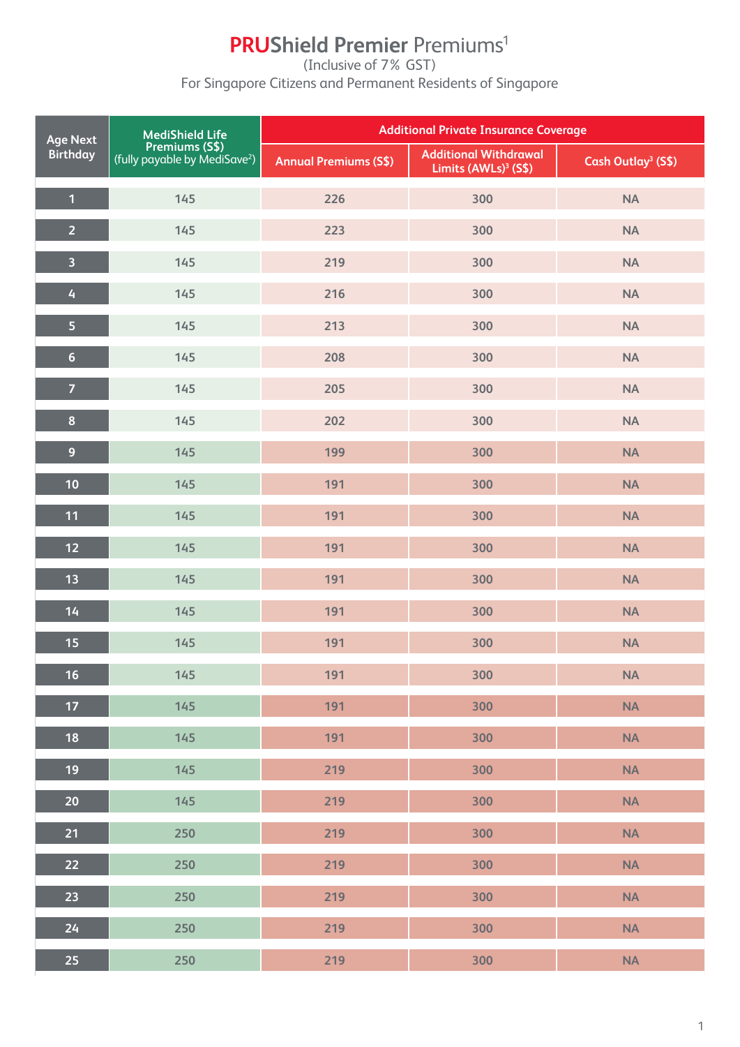# PRUShield Premier Premiums[1]

(Inclusive of 7% GST)

For Singapore Citizens and Permanent Residents of Singapore

| Age Next Birthday | MediShield Life Premiums (S$) (fully payable by MediSave[2]) | Additional Private Insurance Coverage | | |
|---|---|---|---|---|
| | | Annual Premiums (S$) | Additional Withdrawal Limits (AWLs)[3] (S$) | Cash Outlay[3] (S$) |
| 1 | 145 | 226 | 300 | NA |
| 2 | 145 | 223 | 300 | NA |
| 3 | 145 | 219 | 300 | NA |
| 4 | 145 | 216 | 300 | NA |
| 5 | 145 | 213 | 300 | NA |
| 6 | 145 | 208 | 300 | NA |
| 7 | 145 | 205 | 300 | NA |
| 8 | 145 | 202 | 300 | NA |
| 9 | 145 | 199 | 300 | NA |
| 10 | 145 | 191 | 300 | NA |
| 11 | 145 | 191 | 300 | NA |
| 12 | 145 | 191 | 300 | NA |
| 13 | 145 | 191 | 300 | NA |
| 14 | 145 | 191 | 300 | NA |
| 15 | 145 | 191 | 300 | NA |
| 16 | 145 | 191 | 300 | NA |
| 17 | 145 | 191 | 300 | NA |
| 18 | 145 | 191 | 300 | NA |
| 19 | 145 | 219 | 300 | NA |
| 20 | 145 | 219 | 300 | NA |
| 21 | 250 | 219 | 300 | NA |
| 22 | 250 | 219 | 300 | NA |
| 23 | 250 | 219 | 300 | NA |
| 24 | 250 | 219 | 300 | NA |
| 25 | 250 | 219 | 300 | NA |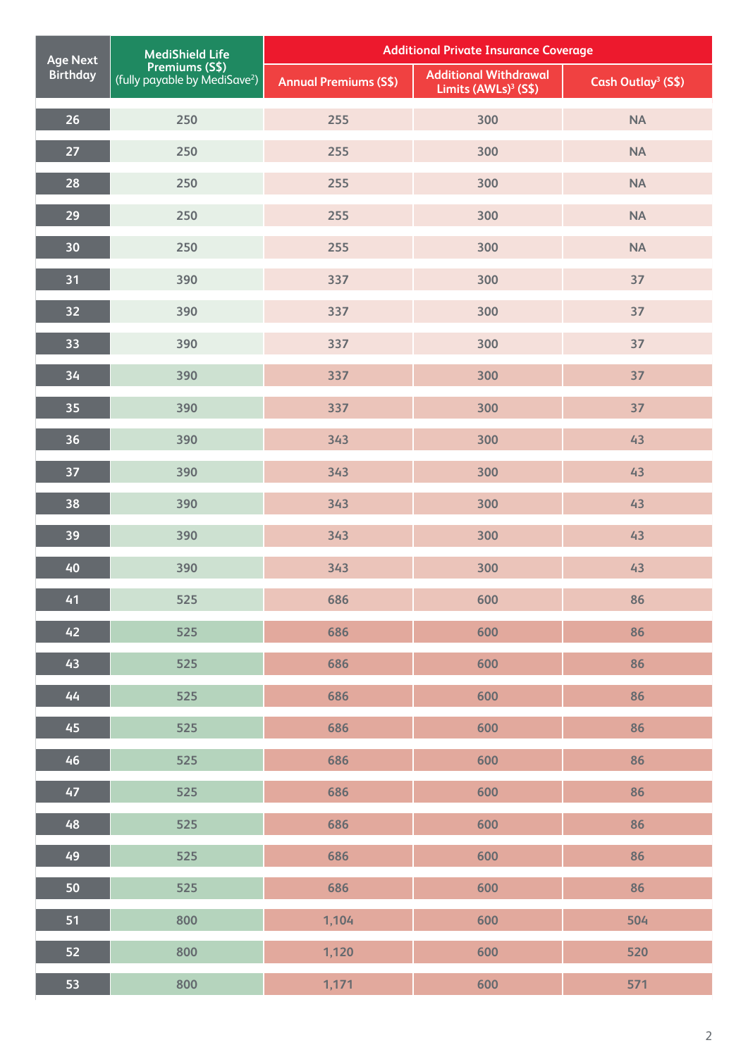| Age Next Birthday | MediShield Life Premiums (S$) (fully payable by MediSave[2]) | Additional Private Insurance Coverage | | |
|---|---|---|---|---|
| | | Annual Premiums (S$) | Additional Withdrawal Limits (AWLs)[3] (S$) | Cash Outlay[3] (S$) |
| 26 | 250 | 255 | 300 | NA |
| 27 | 250 | 255 | 300 | NA |
| 28 | 250 | 255 | 300 | NA |
| 29 | 250 | 255 | 300 | NA |
| 30 | 250 | 255 | 300 | NA |
| 31 | 390 | 337 | 300 | 37 |
| 32 | 390 | 337 | 300 | 37 |
| 33 | 390 | 337 | 300 | 37 |
| 34 | 390 | 337 | 300 | 37 |
| 35 | 390 | 337 | 300 | 37 |
| 36 | 390 | 343 | 300 | 43 |
| 37 | 390 | 343 | 300 | 43 |
| 38 | 390 | 343 | 300 | 43 |
| 39 | 390 | 343 | 300 | 43 |
| 40 | 390 | 343 | 300 | 43 |
| 41 | 525 | 686 | 600 | 86 |
| 42 | 525 | 686 | 600 | 86 |
| 43 | 525 | 686 | 600 | 86 |
| 44 | 525 | 686 | 600 | 86 |
| 45 | 525 | 686 | 600 | 86 |
| 46 | 525 | 686 | 600 | 86 |
| 47 | 525 | 686 | 600 | 86 |
| 48 | 525 | 686 | 600 | 86 |
| 49 | 525 | 686 | 600 | 86 |
| 50 | 525 | 686 | 600 | 86 |
| 51 | 800 | 1,104 | 600 | 504 |
| 52 | 800 | 1,120 | 600 | 520 |
| 53 | 800 | 1,171 | 600 | 571 |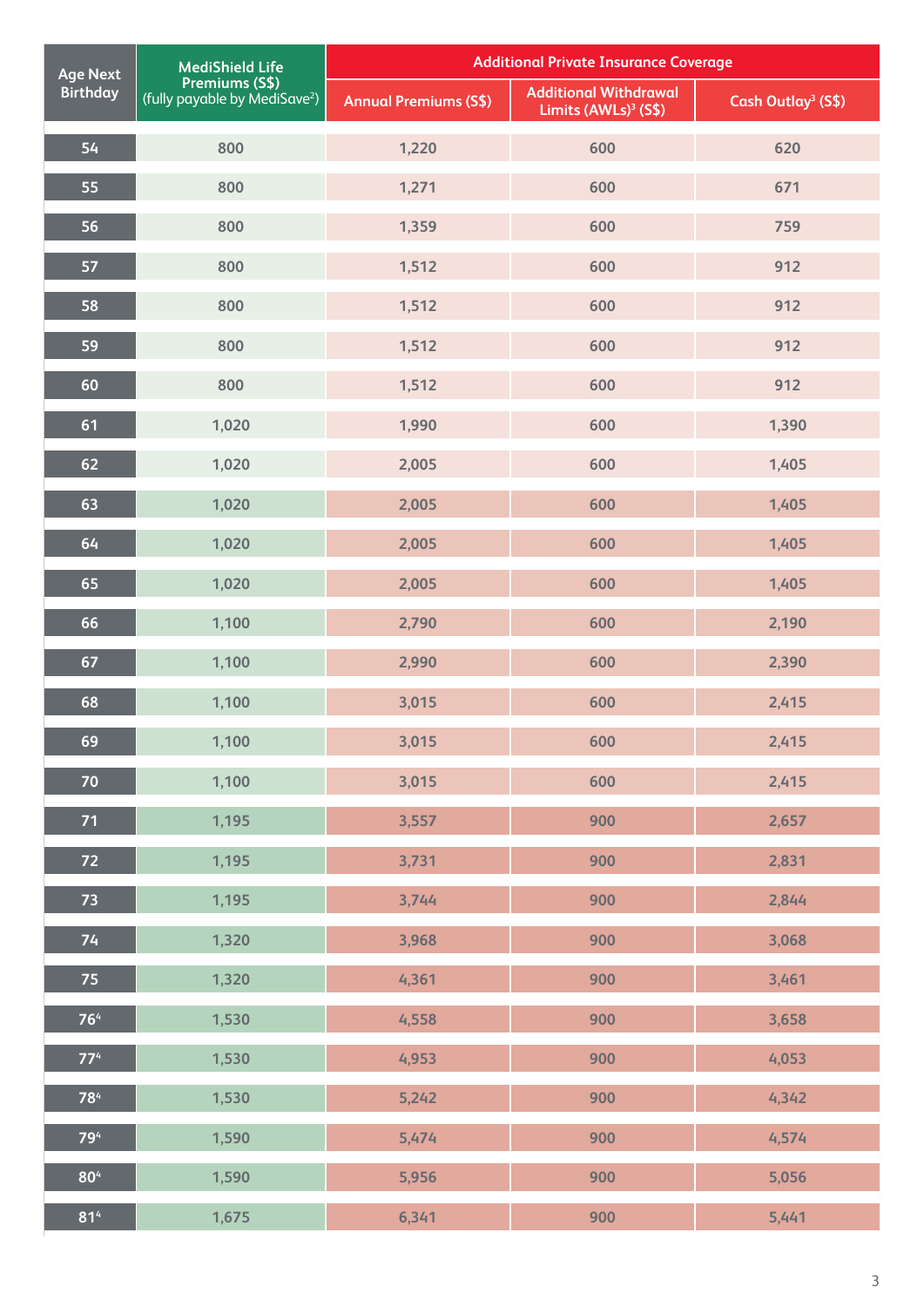| Age Next Birthday | MediShield Life Premiums (S$) (fully payable by MediSave[2]) | Additional Private Insurance Coverage | | |
|---|---|---|---|---|
| | | Annual Premiums (S$) | Additional Withdrawal Limits (AWLs)[3] (S$) | Cash Outlay[3] (S$) |
| 54 | 800 | 1,220 | 600 | 620 |
| 55 | 800 | 1,271 | 600 | 671 |
| 56 | 800 | 1,359 | 600 | 759 |
| 57 | 800 | 1,512 | 600 | 912 |
| 58 | 800 | 1,512 | 600 | 912 |
| 59 | 800 | 1,512 | 600 | 912 |
| 60 | 800 | 1,512 | 600 | 912 |
| 61 | 1,020 | 1,990 | 600 | 1,390 |
| 62 | 1,020 | 2,005 | 600 | 1,405 |
| 63 | 1,020 | 2,005 | 600 | 1,405 |
| 64 | 1,020 | 2,005 | 600 | 1,405 |
| 65 | 1,020 | 2,005 | 600 | 1,405 |
| 66 | 1,100 | 2,790 | 600 | 2,190 |
| 67 | 1,100 | 2,990 | 600 | 2,390 |
| 68 | 1,100 | 3,015 | 600 | 2,415 |
| 69 | 1,100 | 3,015 | 600 | 2,415 |
| 70 | 1,100 | 3,015 | 600 | 2,415 |
| 71 | 1,195 | 3,557 | 900 | 2,657 |
| 72 | 1,195 | 3,731 | 900 | 2,831 |
| 73 | 1,195 | 3,744 | 900 | 2,844 |
| 74 | 1,320 | 3,968 | 900 | 3,068 |
| 75 | 1,320 | 4,361 | 900 | 3,461 |
| 76[4] | 1,530 | 4,558 | 900 | 3,658 |
| 77[4] | 1,530 | 4,953 | 900 | 4,053 |
| 78[4] | 1,530 | 5,242 | 900 | 4,342 |
| 79[4] | 1,590 | 5,474 | 900 | 4,574 |
| 80[4] | 1,590 | 5,956 | 900 | 5,056 |
| 81[4] | 1,675 | 6,341 | 900 | 5,441 |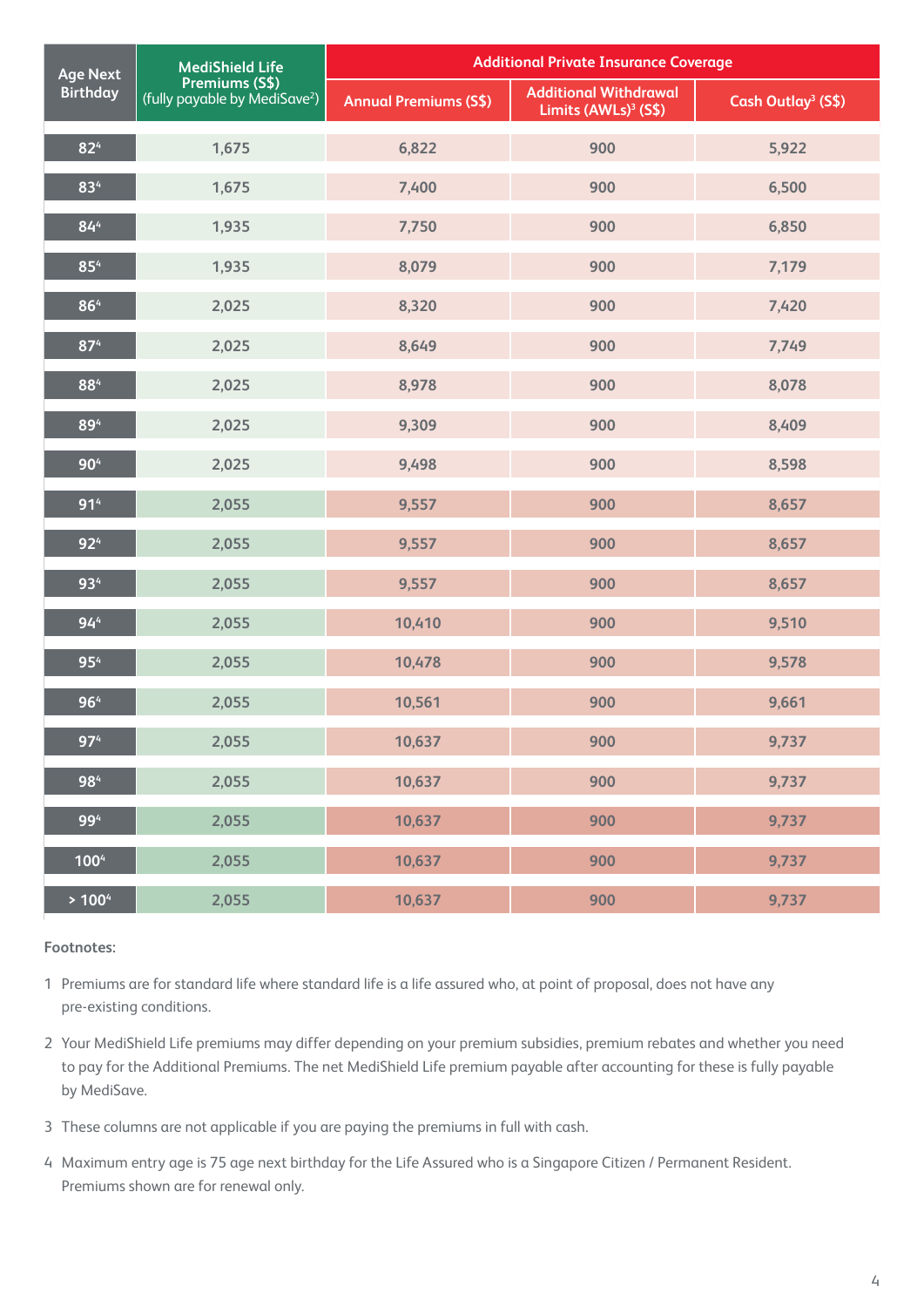| Age Next Birthday | MediShield Life Premiums (S$) (fully payable by MediSave[2]) | Additional Private Insurance Coverage | | |
|---|---|---|---|---|
| | | Annual Premiums (S$) | Additional Withdrawal Limits (AWLs)[3] (S$) | Cash Outlay[3] (S$) |
| 82[4] | 1,675 | 6,822 | 900 | 5,922 |
| 83[4] | 1,675 | 7,400 | 900 | 6,500 |
| 84[4] | 1,935 | 7,750 | 900 | 6,850 |
| 85[4] | 1,935 | 8,079 | 900 | 7,179 |
| 86[4] | 2,025 | 8,320 | 900 | 7,420 |
| 87[4] | 2,025 | 8,649 | 900 | 7,749 |
| 88[4] | 2,025 | 8,978 | 900 | 8,078 |
| 89[4] | 2,025 | 9,309 | 900 | 8,409 |
| 90[4] | 2,025 | 9,498 | 900 | 8,598 |
| 91[4] | 2,055 | 9,557 | 900 | 8,657 |
| 92[4] | 2,055 | 9,557 | 900 | 8,657 |
| 93[4] | 2,055 | 9,557 | 900 | 8,657 |
| 94[4] | 2,055 | 10,410 | 900 | 9,510 |
| 95[4] | 2,055 | 10,478 | 900 | 9,578 |
| 96[4] | 2,055 | 10,561 | 900 | 9,661 |
| 97[4] | 2,055 | 10,637 | 900 | 9,737 |
| 98[4] | 2,055 | 10,637 | 900 | 9,737 |
| 99[4] | 2,055 | 10,637 | 900 | 9,737 |
| 100[4] | 2,055 | 10,637 | 900 | 9,737 |
| > 100[4] | 2,055 | 10,637 | 900 | 9,737 |

**Footnotes:**

1 Premiums are for standard life where standard life is a life assured who, at point of proposal, does not have any pre-existing conditions.

2 Your MediShield Life premiums may differ depending on your premium subsidies, premium rebates and whether you need to pay for the Additional Premiums. The net MediShield Life premium payable after accounting for these is fully payable by MediSave.

3 These columns are not applicable if you are paying the premiums in full with cash.

4 Maximum entry age is 75 age next birthday for the Life Assured who is a Singapore Citizen / Permanent Resident. Premiums shown are for renewal only.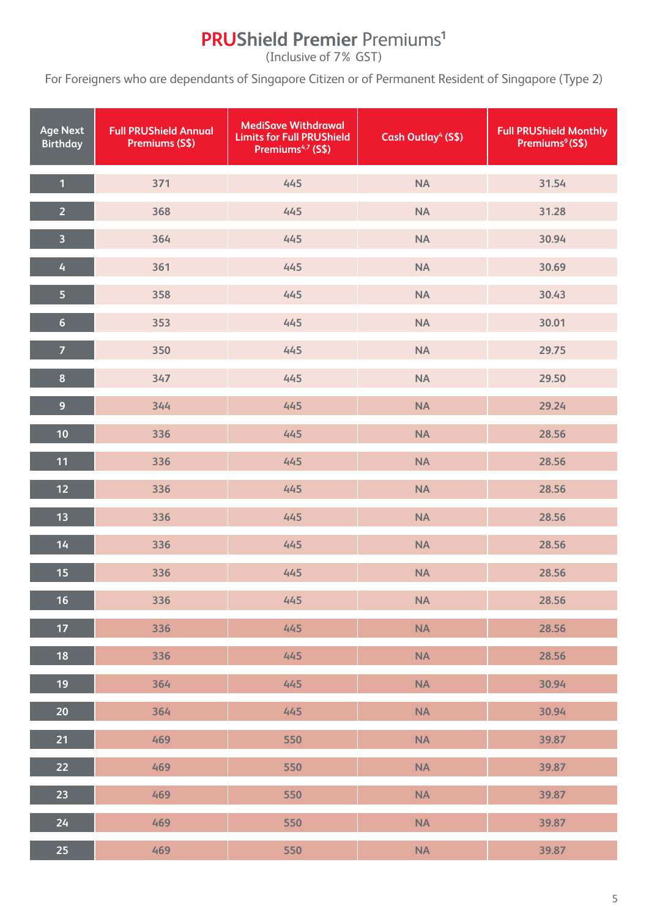# PRUShield Premier Premiums[1]

(Inclusive of 7% GST)

For Foreigners who are dependants of Singapore Citizen or of Permanent Resident of Singapore (Type 2)

| Age Next Birthday | Full PRUShield Annual Premiums (S$) | MediSave Withdrawal Limits for Full PRUShield Premiums[4,7] (S$) | Cash Outlay[4] (S$) | Full PRUShield Monthly Premiums[9] (S$) |
|---|---|---|---|---|
| 1 | 371 | 445 | NA | 31.54 |
| 2 | 368 | 445 | NA | 31.28 |
| 3 | 364 | 445 | NA | 30.94 |
| 4 | 361 | 445 | NA | 30.69 |
| 5 | 358 | 445 | NA | 30.43 |
| 6 | 353 | 445 | NA | 30.01 |
| 7 | 350 | 445 | NA | 29.75 |
| 8 | 347 | 445 | NA | 29.50 |
| 9 | 344 | 445 | NA | 29.24 |
| 10 | 336 | 445 | NA | 28.56 |
| 11 | 336 | 445 | NA | 28.56 |
| 12 | 336 | 445 | NA | 28.56 |
| 13 | 336 | 445 | NA | 28.56 |
| 14 | 336 | 445 | NA | 28.56 |
| 15 | 336 | 445 | NA | 28.56 |
| 16 | 336 | 445 | NA | 28.56 |
| 17 | 336 | 445 | NA | 28.56 |
| 18 | 336 | 445 | NA | 28.56 |
| 19 | 364 | 445 | NA | 30.94 |
| 20 | 364 | 445 | NA | 30.94 |
| 21 | 469 | 550 | NA | 39.87 |
| 22 | 469 | 550 | NA | 39.87 |
| 23 | 469 | 550 | NA | 39.87 |
| 24 | 469 | 550 | NA | 39.87 |
| 25 | 469 | 550 | NA | 39.87 |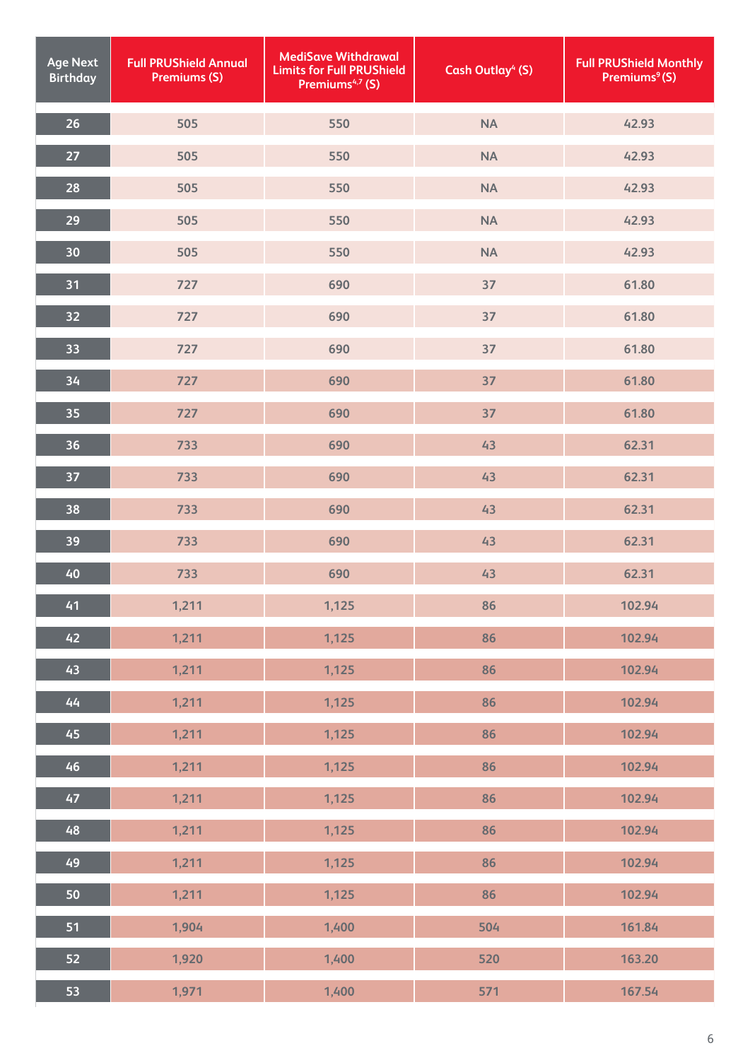| Age Next Birthday | Full PRUShield Annual Premiums (S) | MediSave Withdrawal Limits for Full PRUShield Premiums[4,7] (S) | Cash Outlay[4] (S) | Full PRUShield Monthly Premiums[9] (S) |
|---|---|---|---|---|
| 26 | 505 | 550 | NA | 42.93 |
| 27 | 505 | 550 | NA | 42.93 |
| 28 | 505 | 550 | NA | 42.93 |
| 29 | 505 | 550 | NA | 42.93 |
| 30 | 505 | 550 | NA | 42.93 |
| 31 | 727 | 690 | 37 | 61.80 |
| 32 | 727 | 690 | 37 | 61.80 |
| 33 | 727 | 690 | 37 | 61.80 |
| 34 | 727 | 690 | 37 | 61.80 |
| 35 | 727 | 690 | 37 | 61.80 |
| 36 | 733 | 690 | 43 | 62.31 |
| 37 | 733 | 690 | 43 | 62.31 |
| 38 | 733 | 690 | 43 | 62.31 |
| 39 | 733 | 690 | 43 | 62.31 |
| 40 | 733 | 690 | 43 | 62.31 |
| 41 | 1,211 | 1,125 | 86 | 102.94 |
| 42 | 1,211 | 1,125 | 86 | 102.94 |
| 43 | 1,211 | 1,125 | 86 | 102.94 |
| 44 | 1,211 | 1,125 | 86 | 102.94 |
| 45 | 1,211 | 1,125 | 86 | 102.94 |
| 46 | 1,211 | 1,125 | 86 | 102.94 |
| 47 | 1,211 | 1,125 | 86 | 102.94 |
| 48 | 1,211 | 1,125 | 86 | 102.94 |
| 49 | 1,211 | 1,125 | 86 | 102.94 |
| 50 | 1,211 | 1,125 | 86 | 102.94 |
| 51 | 1,904 | 1,400 | 504 | 161.84 |
| 52 | 1,920 | 1,400 | 520 | 163.20 |
| 53 | 1,971 | 1,400 | 571 | 167.54 |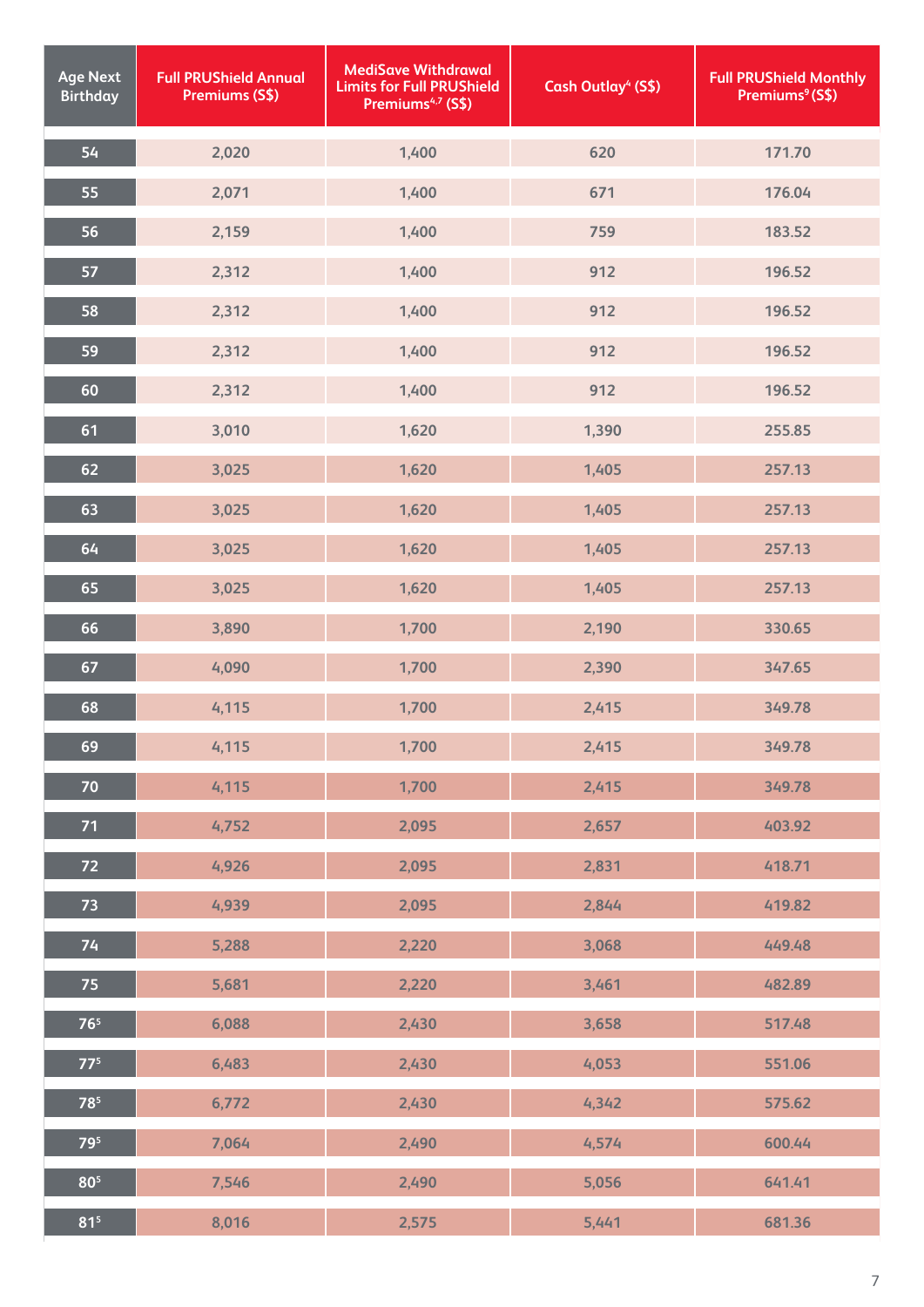| Age Next Birthday | Full PRUShield Annual Premiums (S$) | MediSave Withdrawal Limits for Full PRUShield Premiums[4,7] (S$) | Cash Outlay[4] (S$) | Full PRUShield Monthly Premiums[9] (S$) |
|---|---|---|---|---|
| 54 | 2,020 | 1,400 | 620 | 171.70 |
| 55 | 2,071 | 1,400 | 671 | 176.04 |
| 56 | 2,159 | 1,400 | 759 | 183.52 |
| 57 | 2,312 | 1,400 | 912 | 196.52 |
| 58 | 2,312 | 1,400 | 912 | 196.52 |
| 59 | 2,312 | 1,400 | 912 | 196.52 |
| 60 | 2,312 | 1,400 | 912 | 196.52 |
| 61 | 3,010 | 1,620 | 1,390 | 255.85 |
| 62 | 3,025 | 1,620 | 1,405 | 257.13 |
| 63 | 3,025 | 1,620 | 1,405 | 257.13 |
| 64 | 3,025 | 1,620 | 1,405 | 257.13 |
| 65 | 3,025 | 1,620 | 1,405 | 257.13 |
| 66 | 3,890 | 1,700 | 2,190 | 330.65 |
| 67 | 4,090 | 1,700 | 2,390 | 347.65 |
| 68 | 4,115 | 1,700 | 2,415 | 349.78 |
| 69 | 4,115 | 1,700 | 2,415 | 349.78 |
| 70 | 4,115 | 1,700 | 2,415 | 349.78 |
| 71 | 4,752 | 2,095 | 2,657 | 403.92 |
| 72 | 4,926 | 2,095 | 2,831 | 418.71 |
| 73 | 4,939 | 2,095 | 2,844 | 419.82 |
| 74 | 5,288 | 2,220 | 3,068 | 449.48 |
| 75 | 5,681 | 2,220 | 3,461 | 482.89 |
| 76[5] | 6,088 | 2,430 | 3,658 | 517.48 |
| 77[5] | 6,483 | 2,430 | 4,053 | 551.06 |
| 78[5] | 6,772 | 2,430 | 4,342 | 575.62 |
| 79[5] | 7,064 | 2,490 | 4,574 | 600.44 |
| 80[5] | 7,546 | 2,490 | 5,056 | 641.41 |
| 81[5] | 8,016 | 2,575 | 5,441 | 681.36 |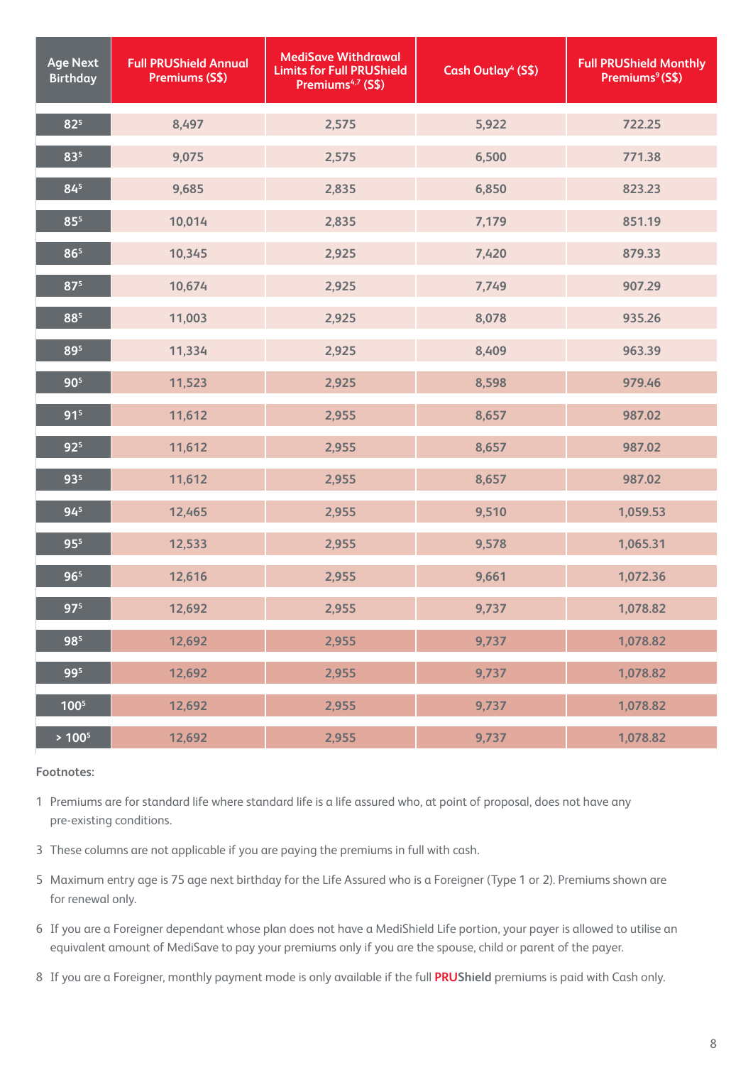| Age Next Birthday | Full PRUShield Annual Premiums (S$) | MediSave Withdrawal Limits for Full PRUShield Premiums[4,7] (S$) | Cash Outlay[4] (S$) | Full PRUShield Monthly Premiums[9] (S$) |
|---|---|---|---|---|
| 82[5] | 8,497 | 2,575 | 5,922 | 722.25 |
| 83[5] | 9,075 | 2,575 | 6,500 | 771.38 |
| 84[5] | 9,685 | 2,835 | 6,850 | 823.23 |
| 85[5] | 10,014 | 2,835 | 7,179 | 851.19 |
| 86[5] | 10,345 | 2,925 | 7,420 | 879.33 |
| 87[5] | 10,674 | 2,925 | 7,749 | 907.29 |
| 88[5] | 11,003 | 2,925 | 8,078 | 935.26 |
| 89[5] | 11,334 | 2,925 | 8,409 | 963.39 |
| 90[5] | 11,523 | 2,925 | 8,598 | 979.46 |
| 91[5] | 11,612 | 2,955 | 8,657 | 987.02 |
| 92[5] | 11,612 | 2,955 | 8,657 | 987.02 |
| 93[5] | 11,612 | 2,955 | 8,657 | 987.02 |
| 94[5] | 12,465 | 2,955 | 9,510 | 1,059.53 |
| 95[5] | 12,533 | 2,955 | 9,578 | 1,065.31 |
| 96[5] | 12,616 | 2,955 | 9,661 | 1,072.36 |
| 97[5] | 12,692 | 2,955 | 9,737 | 1,078.82 |
| 98[5] | 12,692 | 2,955 | 9,737 | 1,078.82 |
| 99[5] | 12,692 | 2,955 | 9,737 | 1,078.82 |
| 100[5] | 12,692 | 2,955 | 9,737 | 1,078.82 |
| > 100[5] | 12,692 | 2,955 | 9,737 | 1,078.82 |

**Footnotes:**

1 Premiums are for standard life where standard life is a life assured who, at point of proposal, does not have any pre-existing conditions.

3 These columns are not applicable if you are paying the premiums in full with cash.

5 Maximum entry age is 75 age next birthday for the Life Assured who is a Foreigner (Type 1 or 2). Premiums shown are for renewal only.

6 If you are a Foreigner dependant whose plan does not have a MediShield Life portion, your payer is allowed to utilise an equivalent amount of MediSave to pay your premiums only if you are the spouse, child or parent of the payer.

8 If you are a Foreigner, monthly payment mode is only available if the full **PRUShield** premiums is paid with Cash only.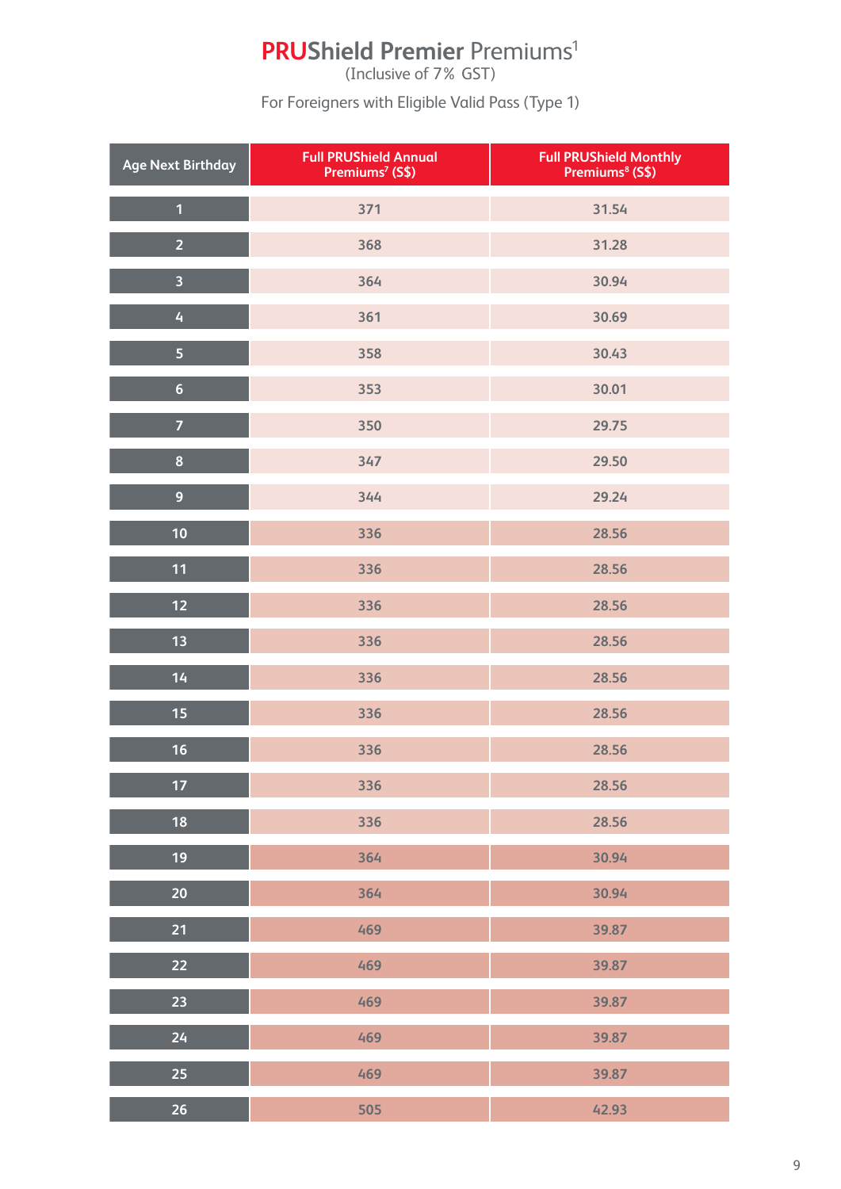# PRUShield Premier Premiums[1]

(Inclusive of 7% GST)

For Foreigners with Eligible Valid Pass (Type 1)

| Age Next Birthday | Full PRUShield Annual Premiums[7] (S$) | Full PRUShield Monthly Premiums[8] (S$) |
|---|---|---|
| 1 | 371 | 31.54 |
| 2 | 368 | 31.28 |
| 3 | 364 | 30.94 |
| 4 | 361 | 30.69 |
| 5 | 358 | 30.43 |
| 6 | 353 | 30.01 |
| 7 | 350 | 29.75 |
| 8 | 347 | 29.50 |
| 9 | 344 | 29.24 |
| 10 | 336 | 28.56 |
| 11 | 336 | 28.56 |
| 12 | 336 | 28.56 |
| 13 | 336 | 28.56 |
| 14 | 336 | 28.56 |
| 15 | 336 | 28.56 |
| 16 | 336 | 28.56 |
| 17 | 336 | 28.56 |
| 18 | 336 | 28.56 |
| 19 | 364 | 30.94 |
| 20 | 364 | 30.94 |
| 21 | 469 | 39.87 |
| 22 | 469 | 39.87 |
| 23 | 469 | 39.87 |
| 24 | 469 | 39.87 |
| 25 | 469 | 39.87 |
| 26 | 505 | 42.93 |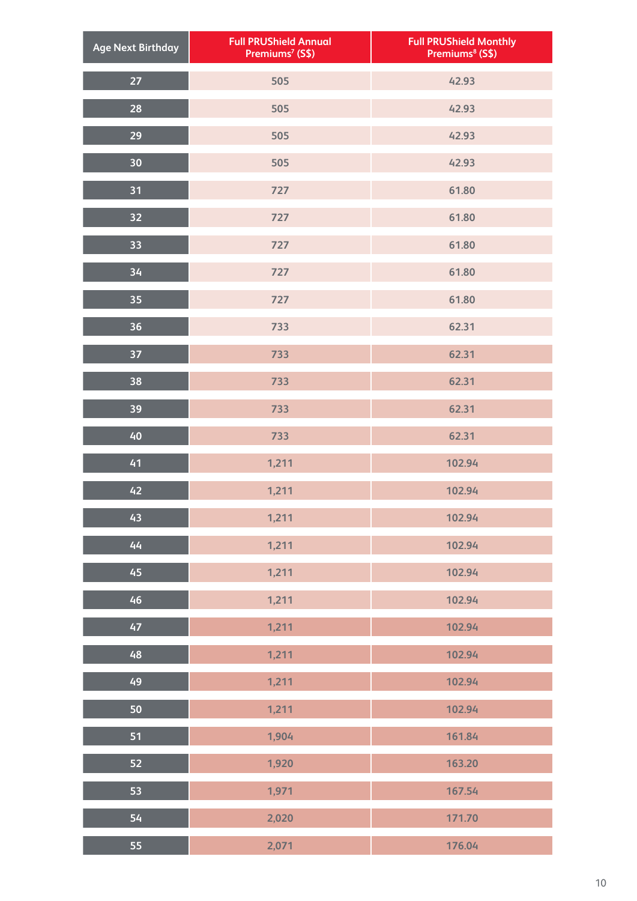| Age Next Birthday | Full PRUShield Annual Premiums[7] (S$) | Full PRUShield Monthly Premiums[8] (S$) |
|---|---|---|
| 27 | 505 | 42.93 |
| 28 | 505 | 42.93 |
| 29 | 505 | 42.93 |
| 30 | 505 | 42.93 |
| 31 | 727 | 61.80 |
| 32 | 727 | 61.80 |
| 33 | 727 | 61.80 |
| 34 | 727 | 61.80 |
| 35 | 727 | 61.80 |
| 36 | 733 | 62.31 |
| 37 | 733 | 62.31 |
| 38 | 733 | 62.31 |
| 39 | 733 | 62.31 |
| 40 | 733 | 62.31 |
| 41 | 1,211 | 102.94 |
| 42 | 1,211 | 102.94 |
| 43 | 1,211 | 102.94 |
| 44 | 1,211 | 102.94 |
| 45 | 1,211 | 102.94 |
| 46 | 1,211 | 102.94 |
| 47 | 1,211 | 102.94 |
| 48 | 1,211 | 102.94 |
| 49 | 1,211 | 102.94 |
| 50 | 1,211 | 102.94 |
| 51 | 1,904 | 161.84 |
| 52 | 1,920 | 163.20 |
| 53 | 1,971 | 167.54 |
| 54 | 2,020 | 171.70 |
| 55 | 2,071 | 176.04 |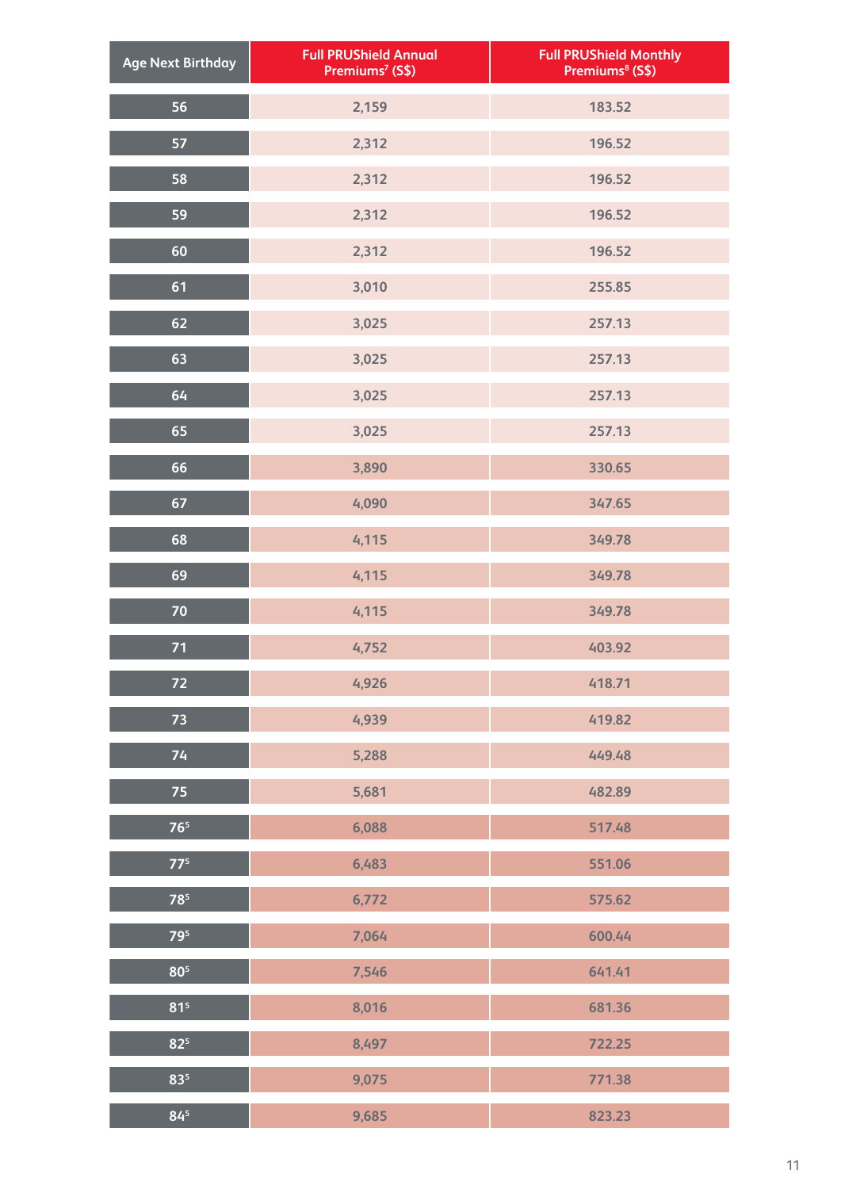| Age Next Birthday | Full PRUShield Annual Premiums[7] (S$) | Full PRUShield Monthly Premiums[8] (S$) |
|---|---|---|
| 56 | 2,159 | 183.52 |
| 57 | 2,312 | 196.52 |
| 58 | 2,312 | 196.52 |
| 59 | 2,312 | 196.52 |
| 60 | 2,312 | 196.52 |
| 61 | 3,010 | 255.85 |
| 62 | 3,025 | 257.13 |
| 63 | 3,025 | 257.13 |
| 64 | 3,025 | 257.13 |
| 65 | 3,025 | 257.13 |
| 66 | 3,890 | 330.65 |
| 67 | 4,090 | 347.65 |
| 68 | 4,115 | 349.78 |
| 69 | 4,115 | 349.78 |
| 70 | 4,115 | 349.78 |
| 71 | 4,752 | 403.92 |
| 72 | 4,926 | 418.71 |
| 73 | 4,939 | 419.82 |
| 74 | 5,288 | 449.48 |
| 75 | 5,681 | 482.89 |
| 76[5] | 6,088 | 517.48 |
| 77[5] | 6,483 | 551.06 |
| 78[5] | 6,772 | 575.62 |
| 79[5] | 7,064 | 600.44 |
| 80[5] | 7,546 | 641.41 |
| 81[5] | 8,016 | 681.36 |
| 82[5] | 8,497 | 722.25 |
| 83[5] | 9,075 | 771.38 |
| 84[5] | 9,685 | 823.23 |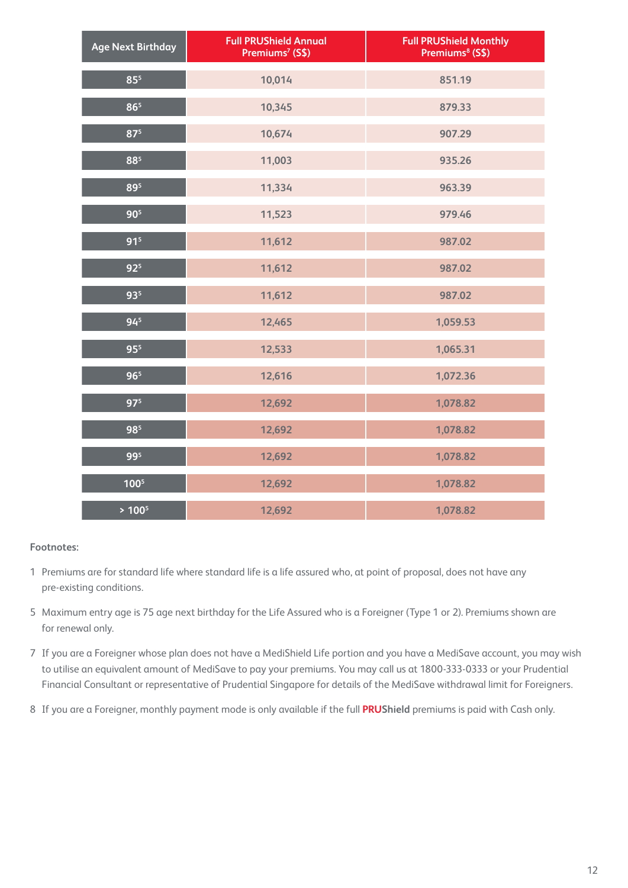| Age Next Birthday | Full PRUShield Annual Premiums[7] (S$) | Full PRUShield Monthly Premiums[8] (S$) |
|---|---|---|
| 85[5] | 10,014 | 851.19 |
| 86[5] | 10,345 | 879.33 |
| 87[5] | 10,674 | 907.29 |
| 88[5] | 11,003 | 935.26 |
| 89[5] | 11,334 | 963.39 |
| 90[5] | 11,523 | 979.46 |
| 91[5] | 11,612 | 987.02 |
| 92[5] | 11,612 | 987.02 |
| 93[5] | 11,612 | 987.02 |
| 94[5] | 12,465 | 1,059.53 |
| 95[5] | 12,533 | 1,065.31 |
| 96[5] | 12,616 | 1,072.36 |
| 97[5] | 12,692 | 1,078.82 |
| 98[5] | 12,692 | 1,078.82 |
| 99[5] | 12,692 | 1,078.82 |
| 100[5] | 12,692 | 1,078.82 |
| > 100[5] | 12,692 | 1,078.82 |

**Footnotes:**

1 Premiums are for standard life where standard life is a life assured who, at point of proposal, does not have any pre-existing conditions.

5 Maximum entry age is 75 age next birthday for the Life Assured who is a Foreigner (Type 1 or 2). Premiums shown are for renewal only.

7 If you are a Foreigner whose plan does not have a MediShield Life portion and you have a MediSave account, you may wish to utilise an equivalent amount of MediSave to pay your premiums. You may call us at 1800-333-0333 or your Prudential Financial Consultant or representative of Prudential Singapore for details of the MediSave withdrawal limit for Foreigners.

8 If you are a Foreigner, monthly payment mode is only available if the full **PRUShield** premiums is paid with Cash only.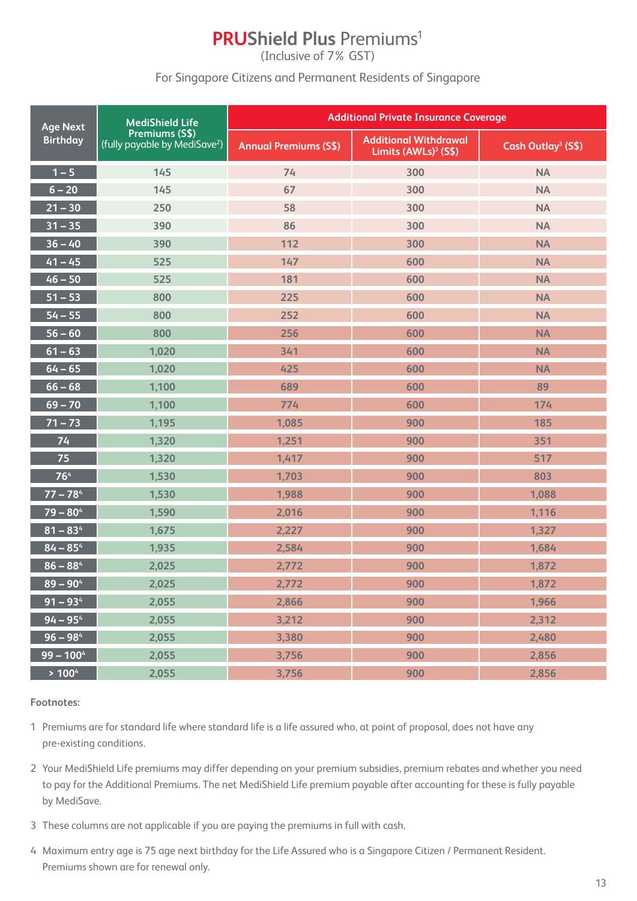# PRUShield Plus Premiums[1]

(Inclusive of 7% GST)

For Singapore Citizens and Permanent Residents of Singapore

| Age Next Birthday | MediShield Life Premiums (S$) (fully payable by MediSave[2]) | Additional Private Insurance Coverage | | |
|---|---|---|---|---|
| | | Annual Premiums (S$) | Additional Withdrawal Limits (AWLs)[3] (S$) | Cash Outlay[3] (S$) |
| 1 – 5 | 145 | 74 | 300 | NA |
| 6 – 20 | 145 | 67 | 300 | NA |
| 21 – 30 | 250 | 58 | 300 | NA |
| 31 – 35 | 390 | 86 | 300 | NA |
| 36 – 40 | 390 | 112 | 300 | NA |
| 41 – 45 | 525 | 147 | 600 | NA |
| 46 – 50 | 525 | 181 | 600 | NA |
| 51 – 53 | 800 | 225 | 600 | NA |
| 54 – 55 | 800 | 252 | 600 | NA |
| 56 – 60 | 800 | 256 | 600 | NA |
| 61 – 63 | 1,020 | 341 | 600 | NA |
| 64 – 65 | 1,020 | 425 | 600 | NA |
| 66 – 68 | 1,100 | 689 | 600 | 89 |
| 69 – 70 | 1,100 | 774 | 600 | 174 |
| 71 – 73 | 1,195 | 1,085 | 900 | 185 |
| 74 | 1,320 | 1,251 | 900 | 351 |
| 75 | 1,320 | 1,417 | 900 | 517 |
| 76[4] | 1,530 | 1,703 | 900 | 803 |
| 77 – 78[4] | 1,530 | 1,988 | 900 | 1,088 |
| 79 – 80[4] | 1,590 | 2,016 | 900 | 1,116 |
| 81 – 83[4] | 1,675 | 2,227 | 900 | 1,327 |
| 84 – 85[4] | 1,935 | 2,584 | 900 | 1,684 |
| 86 – 88[4] | 2,025 | 2,772 | 900 | 1,872 |
| 89 – 90[4] | 2,025 | 2,772 | 900 | 1,872 |
| 91 – 93[4] | 2,055 | 2,866 | 900 | 1,966 |
| 94 – 95[4] | 2,055 | 3,212 | 900 | 2,312 |
| 96 – 98[4] | 2,055 | 3,380 | 900 | 2,480 |
| 99 – 100[4] | 2,055 | 3,756 | 900 | 2,856 |
| > 100[4] | 2,055 | 3,756 | 900 | 2,856 |

**Footnotes:**

1 Premiums are for standard life where standard life is a life assured who, at point of proposal, does not have any pre-existing conditions.

2 Your MediShield Life premiums may differ depending on your premium subsidies, premium rebates and whether you need to pay for the Additional Premiums. The net MediShield Life premium payable after accounting for these is fully payable by MediSave.

3 These columns are not applicable if you are paying the premiums in full with cash.

4 Maximum entry age is 75 age next birthday for the Life Assured who is a Singapore Citizen / Permanent Resident. Premiums shown are for renewal only.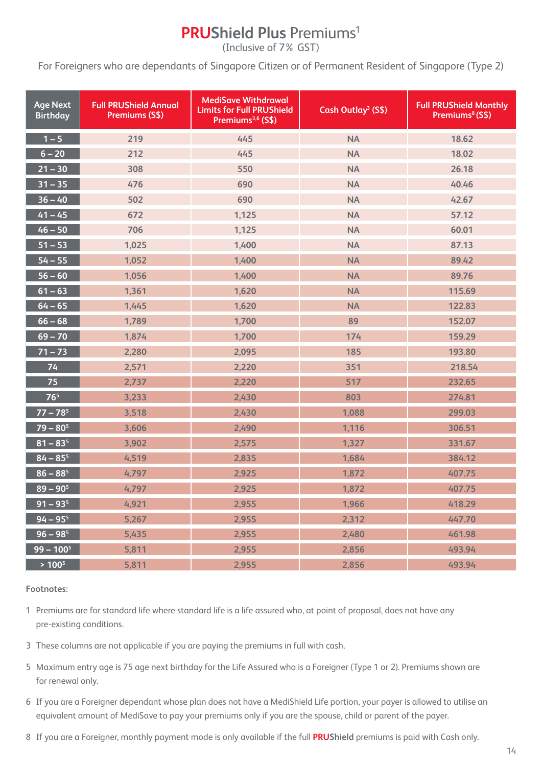# PRUShield Plus Premiums[1]

(Inclusive of 7% GST)

For Foreigners who are dependants of Singapore Citizen or of Permanent Resident of Singapore (Type 2)

| Age Next Birthday | Full PRUShield Annual Premiums (S$) | MediSave Withdrawal Limits for Full PRUShield Premiums[3,6] (S$) | Cash Outlay[3] (S$) | Full PRUShield Monthly Premiums[8] (S$) |
|---|---|---|---|---|
| 1 – 5 | 219 | 445 | NA | 18.62 |
| 6 – 20 | 212 | 445 | NA | 18.02 |
| 21 – 30 | 308 | 550 | NA | 26.18 |
| 31 – 35 | 476 | 690 | NA | 40.46 |
| 36 – 40 | 502 | 690 | NA | 42.67 |
| 41 – 45 | 672 | 1,125 | NA | 57.12 |
| 46 – 50 | 706 | 1,125 | NA | 60.01 |
| 51 – 53 | 1,025 | 1,400 | NA | 87.13 |
| 54 – 55 | 1,052 | 1,400 | NA | 89.42 |
| 56 – 60 | 1,056 | 1,400 | NA | 89.76 |
| 61 – 63 | 1,361 | 1,620 | NA | 115.69 |
| 64 – 65 | 1,445 | 1,620 | NA | 122.83 |
| 66 – 68 | 1,789 | 1,700 | 89 | 152.07 |
| 69 – 70 | 1,874 | 1,700 | 174 | 159.29 |
| 71 – 73 | 2,280 | 2,095 | 185 | 193.80 |
| 74 | 2,571 | 2,220 | 351 | 218.54 |
| 75 | 2,737 | 2,220 | 517 | 232.65 |
| 76[5] | 3,233 | 2,430 | 803 | 274.81 |
| 77 – 78[5] | 3,518 | 2,430 | 1,088 | 299.03 |
| 79 – 80[5] | 3,606 | 2,490 | 1,116 | 306.51 |
| 81 – 83[5] | 3,902 | 2,575 | 1,327 | 331.67 |
| 84 – 85[5] | 4,519 | 2,835 | 1,684 | 384.12 |
| 86 – 88[5] | 4,797 | 2,925 | 1,872 | 407.75 |
| 89 – 90[5] | 4,797 | 2,925 | 1,872 | 407.75 |
| 91 – 93[5] | 4,921 | 2,955 | 1,966 | 418.29 |
| 94 – 95[5] | 5,267 | 2,955 | 2,312 | 447.70 |
| 96 – 98[5] | 5,435 | 2,955 | 2,480 | 461.98 |
| 99 – 100[5] | 5,811 | 2,955 | 2,856 | 493.94 |
| > 100[5] | 5,811 | 2,955 | 2,856 | 493.94 |

**Footnotes:**

1 Premiums are for standard life where standard life is a life assured who, at point of proposal, does not have any pre-existing conditions.

3 These columns are not applicable if you are paying the premiums in full with cash.

5 Maximum entry age is 75 age next birthday for the Life Assured who is a Foreigner (Type 1 or 2). Premiums shown are for renewal only.

6 If you are a Foreigner dependant whose plan does not have a MediShield Life portion, your payer is allowed to utilise an equivalent amount of MediSave to pay your premiums only if you are the spouse, child or parent of the payer.

8 If you are a Foreigner, monthly payment mode is only available if the full **PRUShield** premiums is paid with Cash only.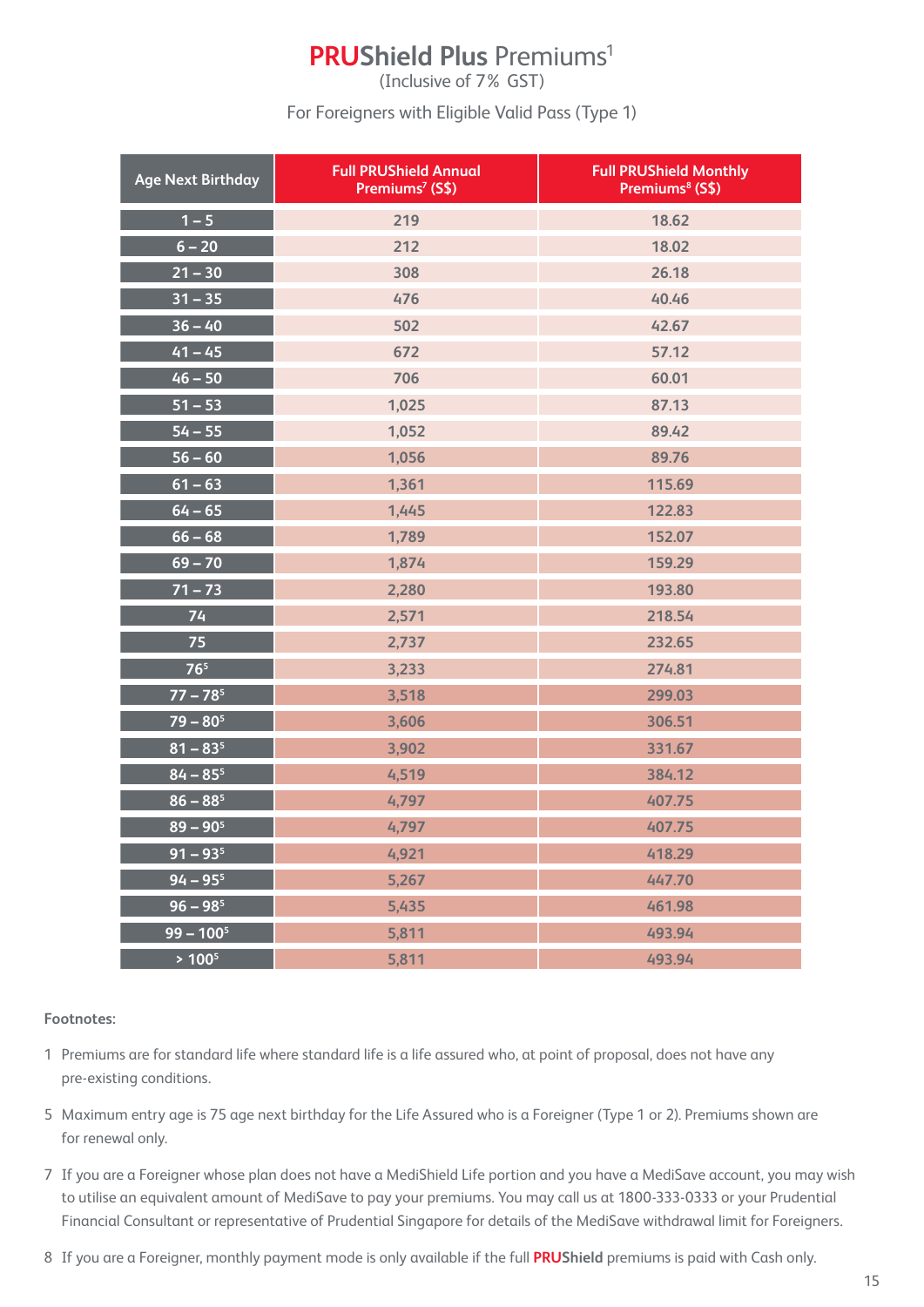# PRUShield Plus Premiums[1]

(Inclusive of 7% GST)

For Foreigners with Eligible Valid Pass (Type 1)

| Age Next Birthday | Full PRUShield Annual Premiums[7] (S$) | Full PRUShield Monthly Premiums[8] (S$) |
|---|---|---|
| 1 – 5 | 219 | 18.62 |
| 6 – 20 | 212 | 18.02 |
| 21 – 30 | 308 | 26.18 |
| 31 – 35 | 476 | 40.46 |
| 36 – 40 | 502 | 42.67 |
| 41 – 45 | 672 | 57.12 |
| 46 – 50 | 706 | 60.01 |
| 51 – 53 | 1,025 | 87.13 |
| 54 – 55 | 1,052 | 89.42 |
| 56 – 60 | 1,056 | 89.76 |
| 61 – 63 | 1,361 | 115.69 |
| 64 – 65 | 1,445 | 122.83 |
| 66 – 68 | 1,789 | 152.07 |
| 69 – 70 | 1,874 | 159.29 |
| 71 – 73 | 2,280 | 193.80 |
| 74 | 2,571 | 218.54 |
| 75 | 2,737 | 232.65 |
| 76[5] | 3,233 | 274.81 |
| 77 – 78[5] | 3,518 | 299.03 |
| 79 – 80[5] | 3,606 | 306.51 |
| 81 – 83[5] | 3,902 | 331.67 |
| 84 – 85[5] | 4,519 | 384.12 |
| 86 – 88[5] | 4,797 | 407.75 |
| 89 – 90[5] | 4,797 | 407.75 |
| 91 – 93[5] | 4,921 | 418.29 |
| 94 – 95[5] | 5,267 | 447.70 |
| 96 – 98[5] | 5,435 | 461.98 |
| 99 – 100[5] | 5,811 | 493.94 |
| > 100[5] | 5,811 | 493.94 |

**Footnotes:**

1 Premiums are for standard life where standard life is a life assured who, at point of proposal, does not have any pre-existing conditions.

5 Maximum entry age is 75 age next birthday for the Life Assured who is a Foreigner (Type 1 or 2). Premiums shown are for renewal only.

7 If you are a Foreigner whose plan does not have a MediShield Life portion and you have a MediSave account, you may wish to utilise an equivalent amount of MediSave to pay your premiums. You may call us at 1800-333-0333 or your Prudential Financial Consultant or representative of Prudential Singapore for details of the MediSave withdrawal limit for Foreigners.

8 If you are a Foreigner, monthly payment mode is only available if the full **PRUShield** premiums is paid with Cash only.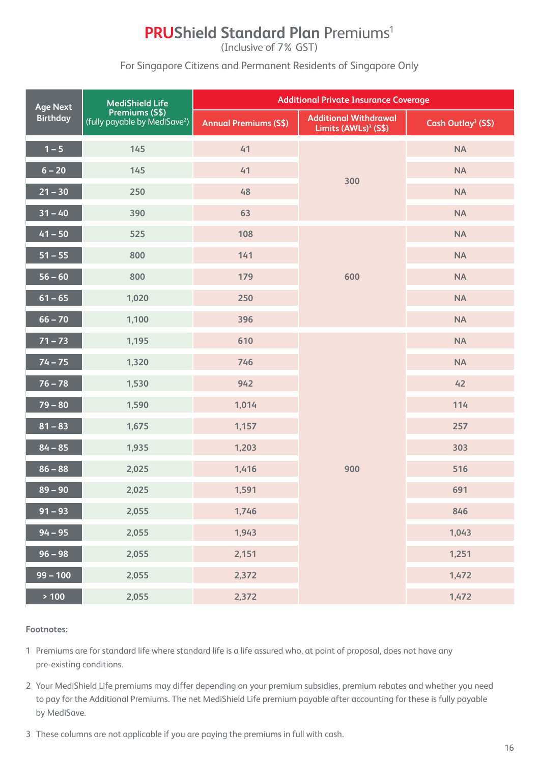# PRUShield Standard Plan Premiums[1]

(Inclusive of 7% GST)

For Singapore Citizens and Permanent Residents of Singapore Only

| Age Next Birthday | MediShield Life Premiums (S$) (fully payable by MediSave[2]) | Additional Private Insurance Coverage | | |
|---|---|---|---|---|
| | | Annual Premiums (S$) | Additional Withdrawal Limits (AWLs)[3] (S$) | Cash Outlay[3] (S$) |
| 1 – 5 | 145 | 41 | 300 | NA |
| 6 – 20 | 145 | 41 | 300 | NA |
| 21 – 30 | 250 | 48 | 300 | NA |
| 31 – 40 | 390 | 63 | 300 | NA |
| 41 – 50 | 525 | 108 | 600 | NA |
| 51 – 55 | 800 | 141 | 600 | NA |
| 56 – 60 | 800 | 179 | 600 | NA |
| 61 – 65 | 1,020 | 250 | 600 | NA |
| 66 – 70 | 1,100 | 396 | 600 | NA |
| 71 – 73 | 1,195 | 610 | 900 | NA |
| 74 – 75 | 1,320 | 746 | 900 | NA |
| 76 – 78 | 1,530 | 942 | 900 | 42 |
| 79 – 80 | 1,590 | 1,014 | 900 | 114 |
| 81 – 83 | 1,675 | 1,157 | 900 | 257 |
| 84 – 85 | 1,935 | 1,203 | 900 | 303 |
| 86 – 88 | 2,025 | 1,416 | 900 | 516 |
| 89 – 90 | 2,025 | 1,591 | 900 | 691 |
| 91 – 93 | 2,055 | 1,746 | 900 | 846 |
| 94 – 95 | 2,055 | 1,943 | 900 | 1,043 |
| 96 – 98 | 2,055 | 2,151 | 900 | 1,251 |
| 99 – 100 | 2,055 | 2,372 | 900 | 1,472 |
| > 100 | 2,055 | 2,372 | 900 | 1,472 |

**Footnotes:**

1 Premiums are for standard life where standard life is a life assured who, at point of proposal, does not have any pre-existing conditions.

2 Your MediShield Life premiums may differ depending on your premium subsidies, premium rebates and whether you need to pay for the Additional Premiums. The net MediShield Life premium payable after accounting for these is fully payable by MediSave.

3 These columns are not applicable if you are paying the premiums in full with cash.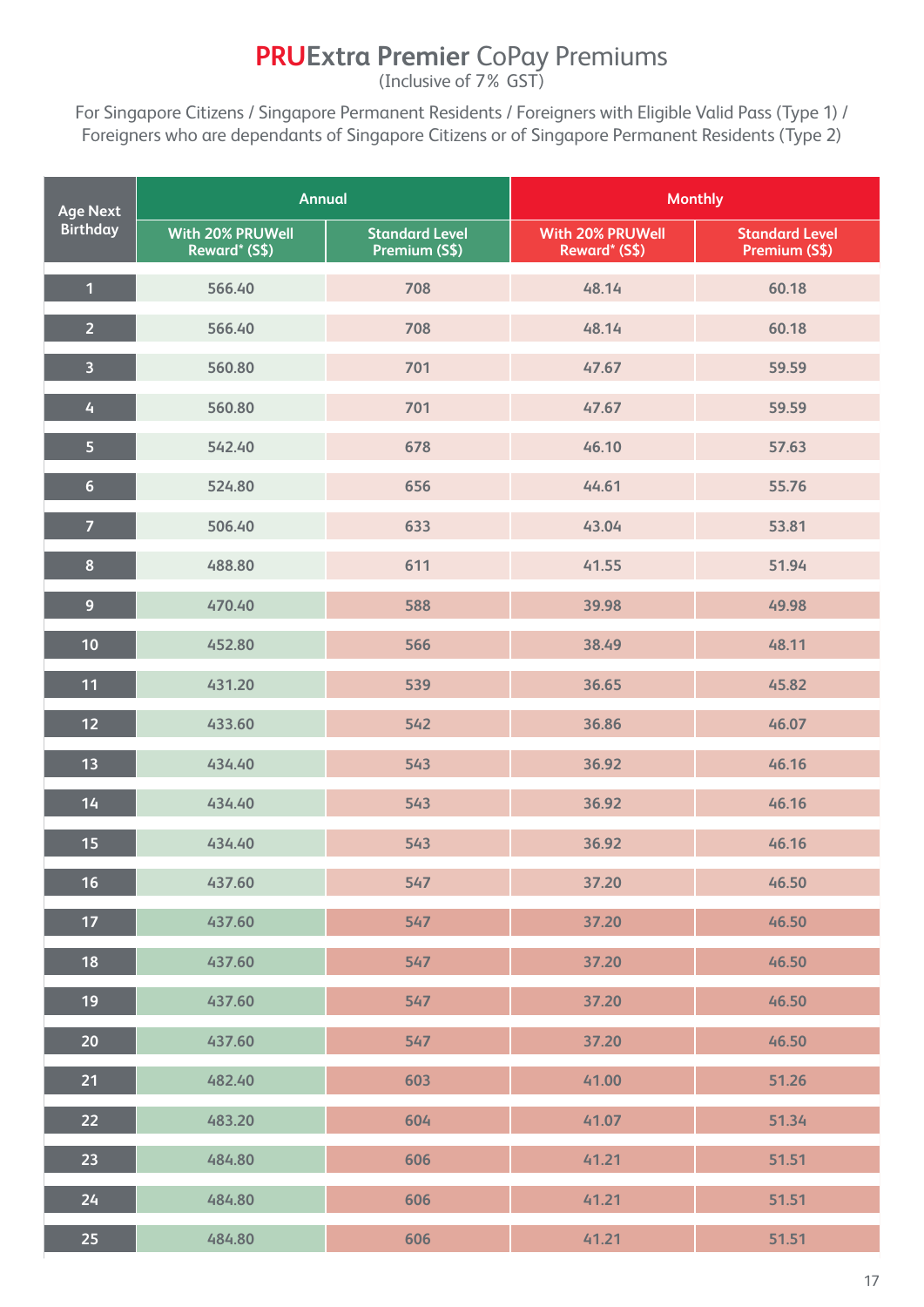# **PRUExtra Premier** CoPay Premiums

(Inclusive of 7% GST)

For Singapore Citizens / Singapore Permanent Residents / Foreigners with Eligible Valid Pass (Type 1) / Foreigners who are dependants of Singapore Citizens or of Singapore Permanent Residents (Type 2)

| Age Next Birthday | Annual | | Monthly | |
|---|---|---|---|---|
| | With 20% PRUWell Reward* (S$) | Standard Level Premium (S$) | With 20% PRUWell Reward* (S$) | Standard Level Premium (S$) |
| 1 | 566.40 | 708 | 48.14 | 60.18 |
| 2 | 566.40 | 708 | 48.14 | 60.18 |
| 3 | 560.80 | 701 | 47.67 | 59.59 |
| 4 | 560.80 | 701 | 47.67 | 59.59 |
| 5 | 542.40 | 678 | 46.10 | 57.63 |
| 6 | 524.80 | 656 | 44.61 | 55.76 |
| 7 | 506.40 | 633 | 43.04 | 53.81 |
| 8 | 488.80 | 611 | 41.55 | 51.94 |
| 9 | 470.40 | 588 | 39.98 | 49.98 |
| 10 | 452.80 | 566 | 38.49 | 48.11 |
| 11 | 431.20 | 539 | 36.65 | 45.82 |
| 12 | 433.60 | 542 | 36.86 | 46.07 |
| 13 | 434.40 | 543 | 36.92 | 46.16 |
| 14 | 434.40 | 543 | 36.92 | 46.16 |
| 15 | 434.40 | 543 | 36.92 | 46.16 |
| 16 | 437.60 | 547 | 37.20 | 46.50 |
| 17 | 437.60 | 547 | 37.20 | 46.50 |
| 18 | 437.60 | 547 | 37.20 | 46.50 |
| 19 | 437.60 | 547 | 37.20 | 46.50 |
| 20 | 437.60 | 547 | 37.20 | 46.50 |
| 21 | 482.40 | 603 | 41.00 | 51.26 |
| 22 | 483.20 | 604 | 41.07 | 51.34 |
| 23 | 484.80 | 606 | 41.21 | 51.51 |
| 24 | 484.80 | 606 | 41.21 | 51.51 |
| 25 | 484.80 | 606 | 41.21 | 51.51 |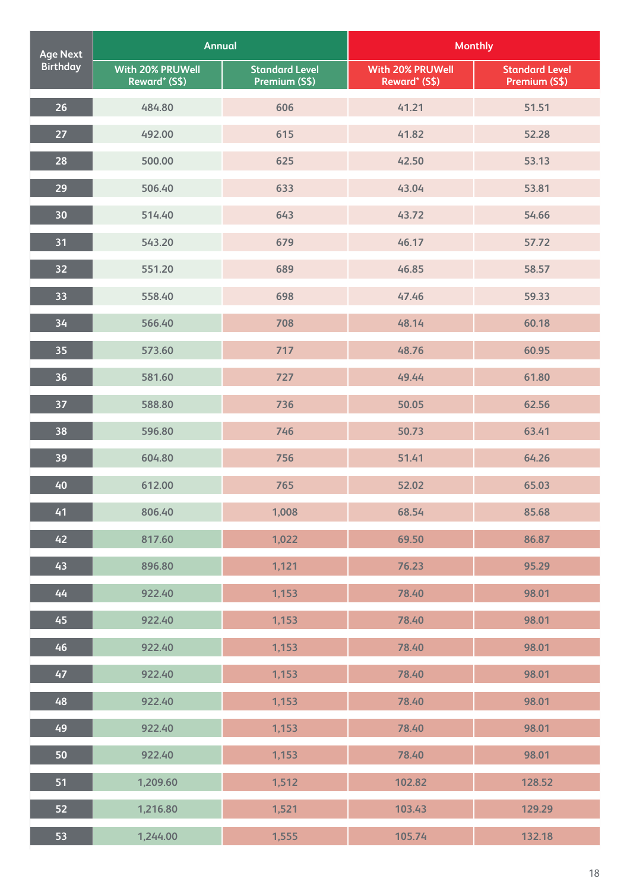| Age Next Birthday | Annual | | Monthly | |
|---|---|---|---|---|
| | With 20% PRUWell Reward* (S$) | Standard Level Premium (S$) | With 20% PRUWell Reward* (S$) | Standard Level Premium (S$) |
| 26 | 484.80 | 606 | 41.21 | 51.51 |
| 27 | 492.00 | 615 | 41.82 | 52.28 |
| 28 | 500.00 | 625 | 42.50 | 53.13 |
| 29 | 506.40 | 633 | 43.04 | 53.81 |
| 30 | 514.40 | 643 | 43.72 | 54.66 |
| 31 | 543.20 | 679 | 46.17 | 57.72 |
| 32 | 551.20 | 689 | 46.85 | 58.57 |
| 33 | 558.40 | 698 | 47.46 | 59.33 |
| 34 | 566.40 | 708 | 48.14 | 60.18 |
| 35 | 573.60 | 717 | 48.76 | 60.95 |
| 36 | 581.60 | 727 | 49.44 | 61.80 |
| 37 | 588.80 | 736 | 50.05 | 62.56 |
| 38 | 596.80 | 746 | 50.73 | 63.41 |
| 39 | 604.80 | 756 | 51.41 | 64.26 |
| 40 | 612.00 | 765 | 52.02 | 65.03 |
| 41 | 806.40 | 1,008 | 68.54 | 85.68 |
| 42 | 817.60 | 1,022 | 69.50 | 86.87 |
| 43 | 896.80 | 1,121 | 76.23 | 95.29 |
| 44 | 922.40 | 1,153 | 78.40 | 98.01 |
| 45 | 922.40 | 1,153 | 78.40 | 98.01 |
| 46 | 922.40 | 1,153 | 78.40 | 98.01 |
| 47 | 922.40 | 1,153 | 78.40 | 98.01 |
| 48 | 922.40 | 1,153 | 78.40 | 98.01 |
| 49 | 922.40 | 1,153 | 78.40 | 98.01 |
| 50 | 922.40 | 1,153 | 78.40 | 98.01 |
| 51 | 1,209.60 | 1,512 | 102.82 | 128.52 |
| 52 | 1,216.80 | 1,521 | 103.43 | 129.29 |
| 53 | 1,244.00 | 1,555 | 105.74 | 132.18 |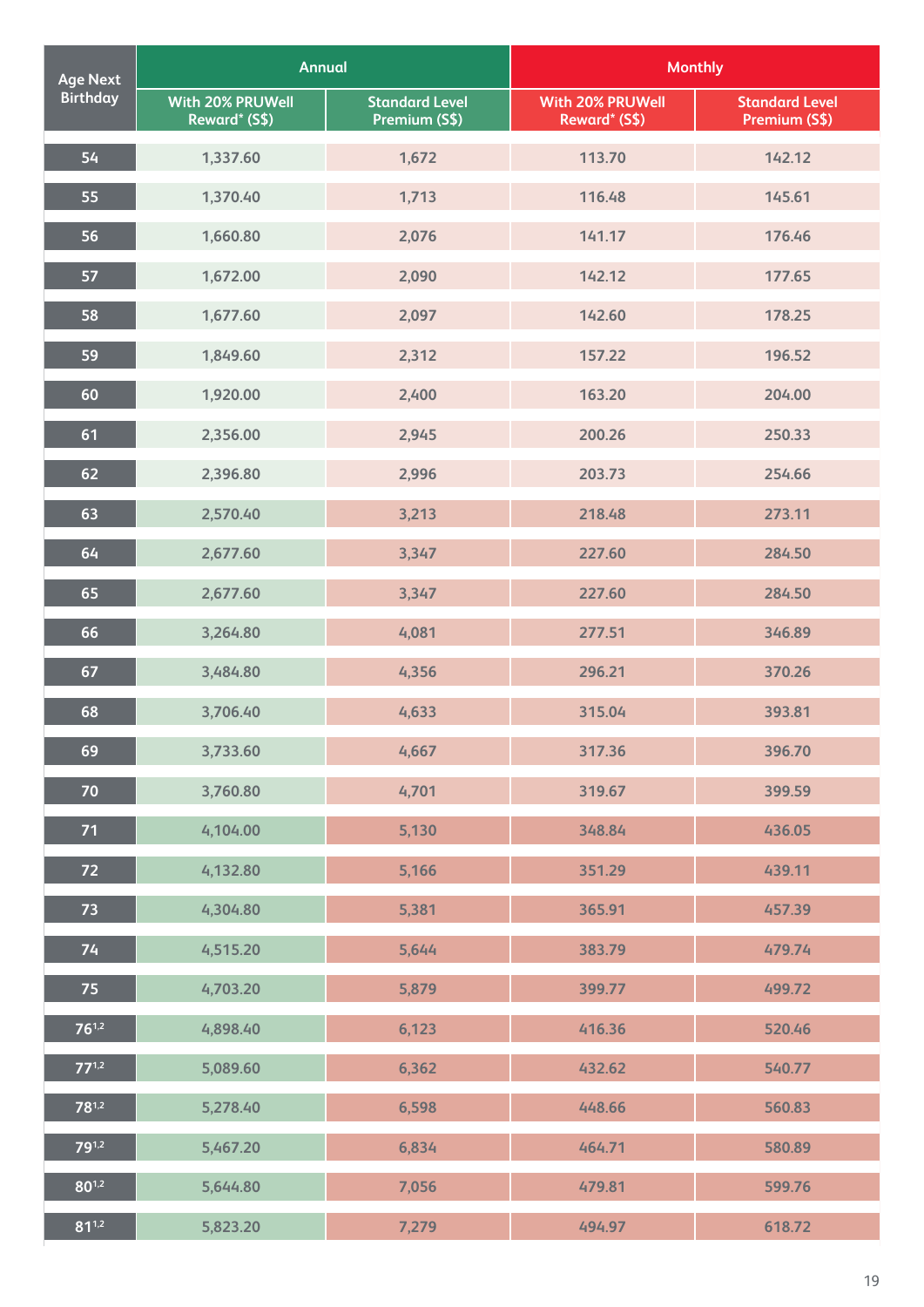| Age Next Birthday | Annual | | Monthly | |
|---|---|---|---|---|
| | With 20% PRUWell Reward* (S$) | Standard Level Premium (S$) | With 20% PRUWell Reward* (S$) | Standard Level Premium (S$) |
| 54 | 1,337.60 | 1,672 | 113.70 | 142.12 |
| 55 | 1,370.40 | 1,713 | 116.48 | 145.61 |
| 56 | 1,660.80 | 2,076 | 141.17 | 176.46 |
| 57 | 1,672.00 | 2,090 | 142.12 | 177.65 |
| 58 | 1,677.60 | 2,097 | 142.60 | 178.25 |
| 59 | 1,849.60 | 2,312 | 157.22 | 196.52 |
| 60 | 1,920.00 | 2,400 | 163.20 | 204.00 |
| 61 | 2,356.00 | 2,945 | 200.26 | 250.33 |
| 62 | 2,396.80 | 2,996 | 203.73 | 254.66 |
| 63 | 2,570.40 | 3,213 | 218.48 | 273.11 |
| 64 | 2,677.60 | 3,347 | 227.60 | 284.50 |
| 65 | 2,677.60 | 3,347 | 227.60 | 284.50 |
| 66 | 3,264.80 | 4,081 | 277.51 | 346.89 |
| 67 | 3,484.80 | 4,356 | 296.21 | 370.26 |
| 68 | 3,706.40 | 4,633 | 315.04 | 393.81 |
| 69 | 3,733.60 | 4,667 | 317.36 | 396.70 |
| 70 | 3,760.80 | 4,701 | 319.67 | 399.59 |
| 71 | 4,104.00 | 5,130 | 348.84 | 436.05 |
| 72 | 4,132.80 | 5,166 | 351.29 | 439.11 |
| 73 | 4,304.80 | 5,381 | 365.91 | 457.39 |
| 74 | 4,515.20 | 5,644 | 383.79 | 479.74 |
| 75 | 4,703.20 | 5,879 | 399.77 | 499.72 |
| 76[1,2] | 4,898.40 | 6,123 | 416.36 | 520.46 |
| 77[1,2] | 5,089.60 | 6,362 | 432.62 | 540.77 |
| 78[1,2] | 5,278.40 | 6,598 | 448.66 | 560.83 |
| 79[1,2] | 5,467.20 | 6,834 | 464.71 | 580.89 |
| 80[1,2] | 5,644.80 | 7,056 | 479.81 | 599.76 |
| 81[1,2] | 5,823.20 | 7,279 | 494.97 | 618.72 |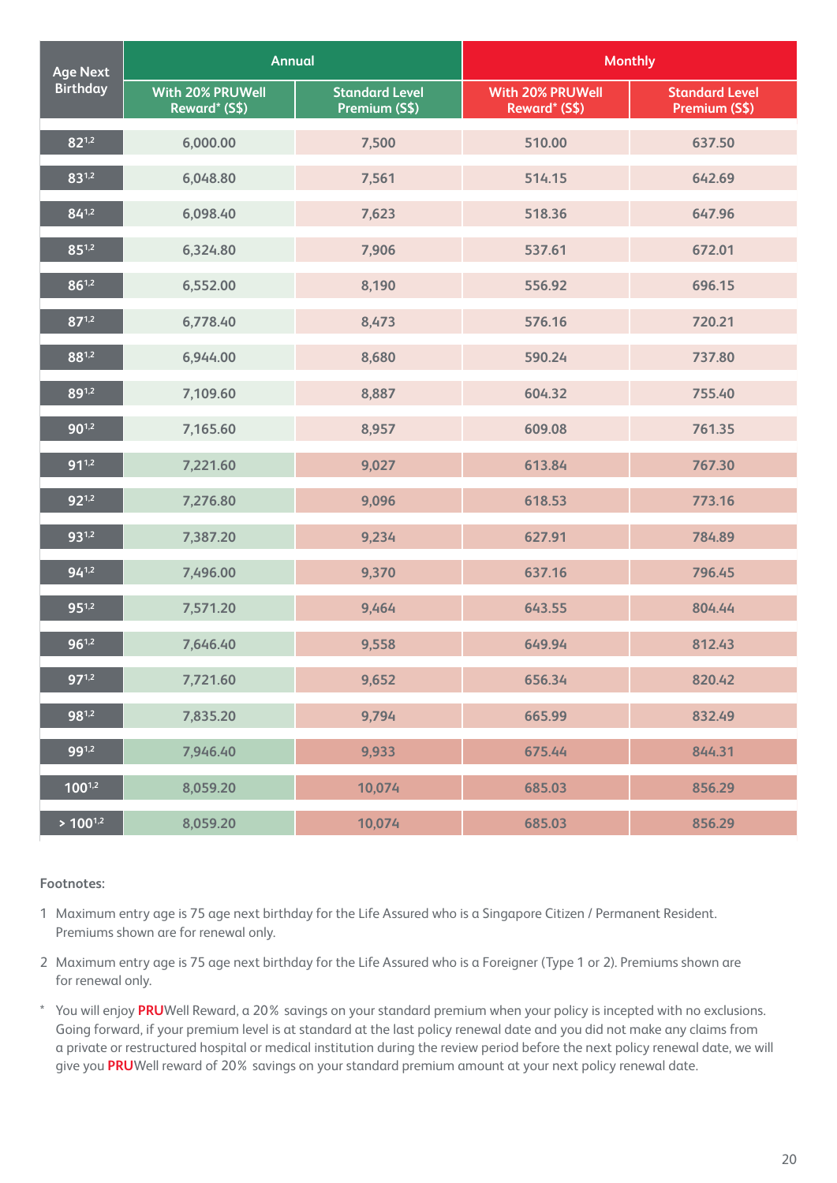| Age Next Birthday | Annual | | Monthly | |
|---|---|---|---|---|
| | With 20% PRUWell Reward* (S$) | Standard Level Premium (S$) | With 20% PRUWell Reward* (S$) | Standard Level Premium (S$) |
| 82[1,2] | 6,000.00 | 7,500 | 510.00 | 637.50 |
| 83[1,2] | 6,048.80 | 7,561 | 514.15 | 642.69 |
| 84[1,2] | 6,098.40 | 7,623 | 518.36 | 647.96 |
| 85[1,2] | 6,324.80 | 7,906 | 537.61 | 672.01 |
| 86[1,2] | 6,552.00 | 8,190 | 556.92 | 696.15 |
| 87[1,2] | 6,778.40 | 8,473 | 576.16 | 720.21 |
| 88[1,2] | 6,944.00 | 8,680 | 590.24 | 737.80 |
| 89[1,2] | 7,109.60 | 8,887 | 604.32 | 755.40 |
| 90[1,2] | 7,165.60 | 8,957 | 609.08 | 761.35 |
| 91[1,2] | 7,221.60 | 9,027 | 613.84 | 767.30 |
| 92[1,2] | 7,276.80 | 9,096 | 618.53 | 773.16 |
| 93[1,2] | 7,387.20 | 9,234 | 627.91 | 784.89 |
| 94[1,2] | 7,496.00 | 9,370 | 637.16 | 796.45 |
| 95[1,2] | 7,571.20 | 9,464 | 643.55 | 804.44 |
| 96[1,2] | 7,646.40 | 9,558 | 649.94 | 812.43 |
| 97[1,2] | 7,721.60 | 9,652 | 656.34 | 820.42 |
| 98[1,2] | 7,835.20 | 9,794 | 665.99 | 832.49 |
| 99[1,2] | 7,946.40 | 9,933 | 675.44 | 844.31 |
| 100[1,2] | 8,059.20 | 10,074 | 685.03 | 856.29 |
| > 100[1,2] | 8,059.20 | 10,074 | 685.03 | 856.29 |

**Footnotes:**

1 Maximum entry age is 75 age next birthday for the Life Assured who is a Singapore Citizen / Permanent Resident. Premiums shown are for renewal only.

2 Maximum entry age is 75 age next birthday for the Life Assured who is a Foreigner (Type 1 or 2). Premiums shown are for renewal only.

\* You will enjoy **PRU**Well Reward, a 20% savings on your standard premium when your policy is incepted with no exclusions. Going forward, if your premium level is at standard at the last policy renewal date and you did not make any claims from a private or restructured hospital or medical institution during the review period before the next policy renewal date, we will give you **PRU**Well reward of 20% savings on your standard premium amount at your next policy renewal date.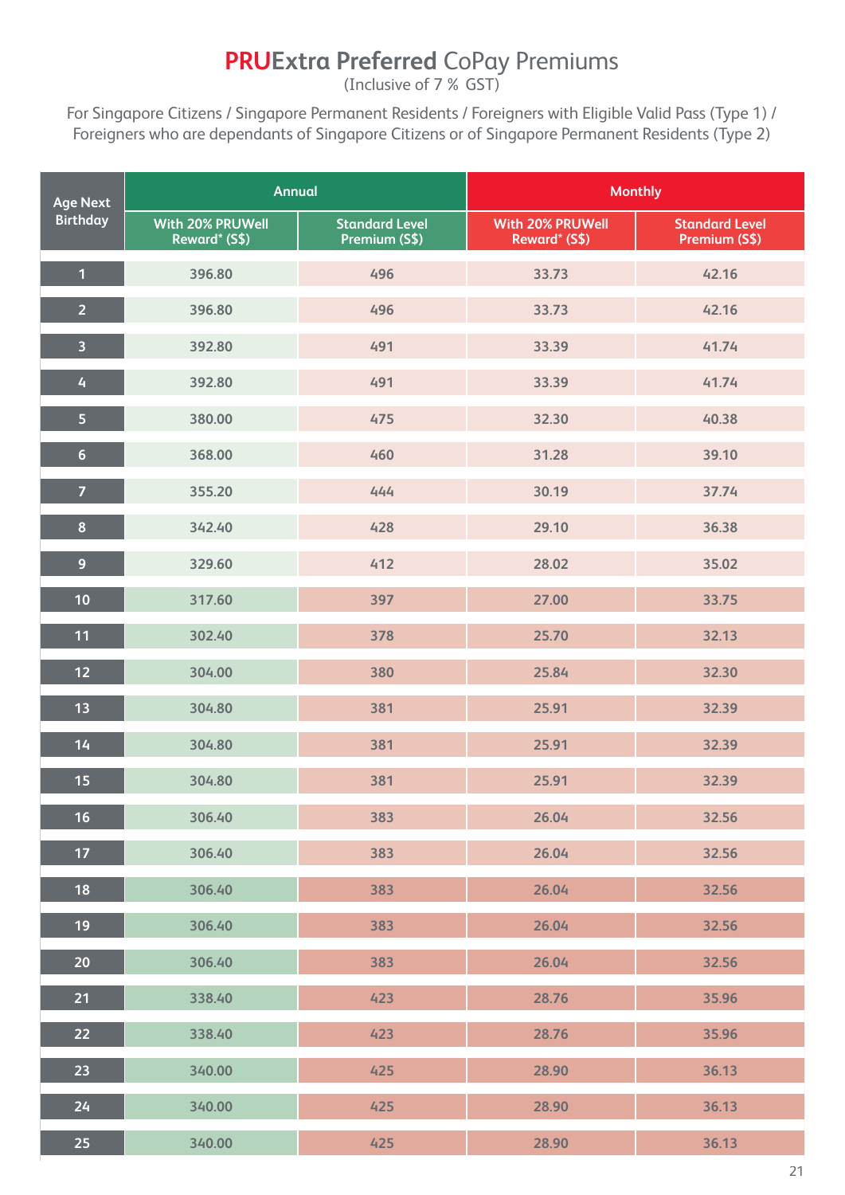# **PRUExtra Preferred** CoPay Premiums

(Inclusive of 7 % GST)

For Singapore Citizens / Singapore Permanent Residents / Foreigners with Eligible Valid Pass (Type 1) / Foreigners who are dependants of Singapore Citizens or of Singapore Permanent Residents (Type 2)

| Age Next Birthday | Annual | | Monthly | |
|---|---|---|---|---|
| | With 20% PRUWell Reward* (S$) | Standard Level Premium (S$) | With 20% PRUWell Reward* (S$) | Standard Level Premium (S$) |
| 1 | 396.80 | 496 | 33.73 | 42.16 |
| 2 | 396.80 | 496 | 33.73 | 42.16 |
| 3 | 392.80 | 491 | 33.39 | 41.74 |
| 4 | 392.80 | 491 | 33.39 | 41.74 |
| 5 | 380.00 | 475 | 32.30 | 40.38 |
| 6 | 368.00 | 460 | 31.28 | 39.10 |
| 7 | 355.20 | 444 | 30.19 | 37.74 |
| 8 | 342.40 | 428 | 29.10 | 36.38 |
| 9 | 329.60 | 412 | 28.02 | 35.02 |
| 10 | 317.60 | 397 | 27.00 | 33.75 |
| 11 | 302.40 | 378 | 25.70 | 32.13 |
| 12 | 304.00 | 380 | 25.84 | 32.30 |
| 13 | 304.80 | 381 | 25.91 | 32.39 |
| 14 | 304.80 | 381 | 25.91 | 32.39 |
| 15 | 304.80 | 381 | 25.91 | 32.39 |
| 16 | 306.40 | 383 | 26.04 | 32.56 |
| 17 | 306.40 | 383 | 26.04 | 32.56 |
| 18 | 306.40 | 383 | 26.04 | 32.56 |
| 19 | 306.40 | 383 | 26.04 | 32.56 |
| 20 | 306.40 | 383 | 26.04 | 32.56 |
| 21 | 338.40 | 423 | 28.76 | 35.96 |
| 22 | 338.40 | 423 | 28.76 | 35.96 |
| 23 | 340.00 | 425 | 28.90 | 36.13 |
| 24 | 340.00 | 425 | 28.90 | 36.13 |
| 25 | 340.00 | 425 | 28.90 | 36.13 |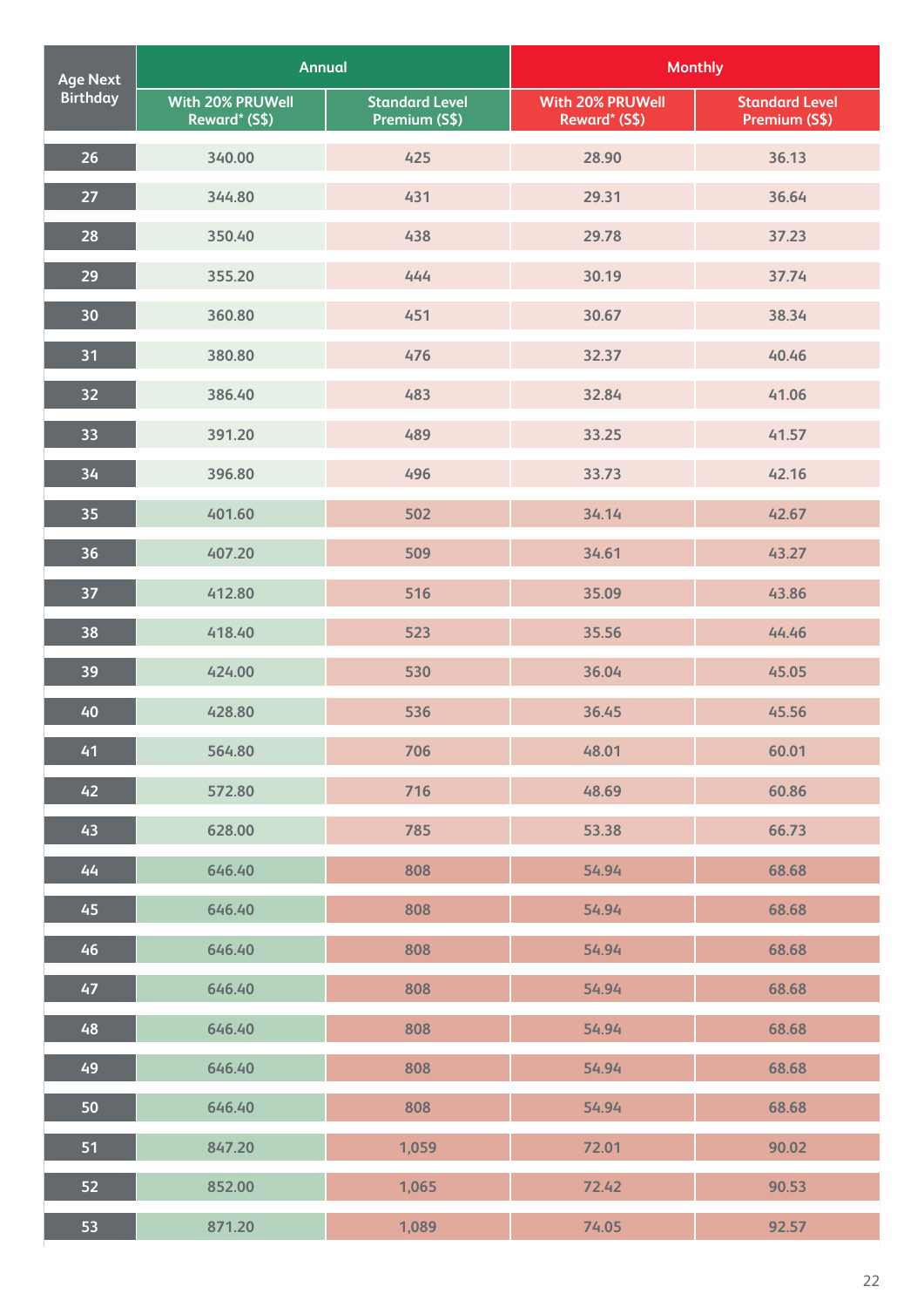| Age Next Birthday | Annual | | Monthly | |
|---|---|---|---|---|
| | With 20% PRUWell Reward* (S$) | Standard Level Premium (S$) | With 20% PRUWell Reward* (S$) | Standard Level Premium (S$) |
| 26 | 340.00 | 425 | 28.90 | 36.13 |
| 27 | 344.80 | 431 | 29.31 | 36.64 |
| 28 | 350.40 | 438 | 29.78 | 37.23 |
| 29 | 355.20 | 444 | 30.19 | 37.74 |
| 30 | 360.80 | 451 | 30.67 | 38.34 |
| 31 | 380.80 | 476 | 32.37 | 40.46 |
| 32 | 386.40 | 483 | 32.84 | 41.06 |
| 33 | 391.20 | 489 | 33.25 | 41.57 |
| 34 | 396.80 | 496 | 33.73 | 42.16 |
| 35 | 401.60 | 502 | 34.14 | 42.67 |
| 36 | 407.20 | 509 | 34.61 | 43.27 |
| 37 | 412.80 | 516 | 35.09 | 43.86 |
| 38 | 418.40 | 523 | 35.56 | 44.46 |
| 39 | 424.00 | 530 | 36.04 | 45.05 |
| 40 | 428.80 | 536 | 36.45 | 45.56 |
| 41 | 564.80 | 706 | 48.01 | 60.01 |
| 42 | 572.80 | 716 | 48.69 | 60.86 |
| 43 | 628.00 | 785 | 53.38 | 66.73 |
| 44 | 646.40 | 808 | 54.94 | 68.68 |
| 45 | 646.40 | 808 | 54.94 | 68.68 |
| 46 | 646.40 | 808 | 54.94 | 68.68 |
| 47 | 646.40 | 808 | 54.94 | 68.68 |
| 48 | 646.40 | 808 | 54.94 | 68.68 |
| 49 | 646.40 | 808 | 54.94 | 68.68 |
| 50 | 646.40 | 808 | 54.94 | 68.68 |
| 51 | 847.20 | 1,059 | 72.01 | 90.02 |
| 52 | 852.00 | 1,065 | 72.42 | 90.53 |
| 53 | 871.20 | 1,089 | 74.05 | 92.57 |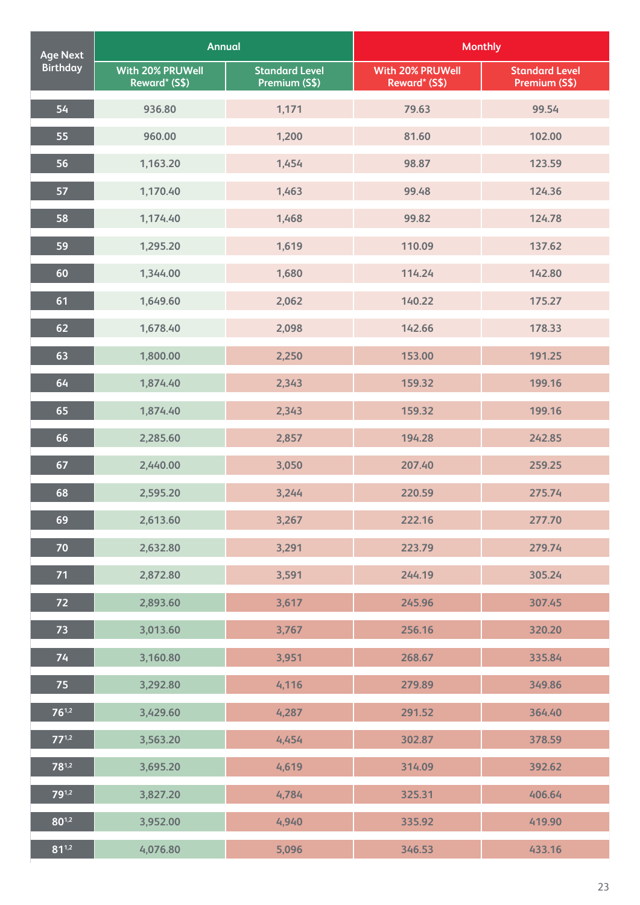| Age Next Birthday | Annual | | Monthly | |
|---|---|---|---|---|
| | With 20% PRUWell Reward* (S$) | Standard Level Premium (S$) | With 20% PRUWell Reward* (S$) | Standard Level Premium (S$) |
| 54 | 936.80 | 1,171 | 79.63 | 99.54 |
| 55 | 960.00 | 1,200 | 81.60 | 102.00 |
| 56 | 1,163.20 | 1,454 | 98.87 | 123.59 |
| 57 | 1,170.40 | 1,463 | 99.48 | 124.36 |
| 58 | 1,174.40 | 1,468 | 99.82 | 124.78 |
| 59 | 1,295.20 | 1,619 | 110.09 | 137.62 |
| 60 | 1,344.00 | 1,680 | 114.24 | 142.80 |
| 61 | 1,649.60 | 2,062 | 140.22 | 175.27 |
| 62 | 1,678.40 | 2,098 | 142.66 | 178.33 |
| 63 | 1,800.00 | 2,250 | 153.00 | 191.25 |
| 64 | 1,874.40 | 2,343 | 159.32 | 199.16 |
| 65 | 1,874.40 | 2,343 | 159.32 | 199.16 |
| 66 | 2,285.60 | 2,857 | 194.28 | 242.85 |
| 67 | 2,440.00 | 3,050 | 207.40 | 259.25 |
| 68 | 2,595.20 | 3,244 | 220.59 | 275.74 |
| 69 | 2,613.60 | 3,267 | 222.16 | 277.70 |
| 70 | 2,632.80 | 3,291 | 223.79 | 279.74 |
| 71 | 2,872.80 | 3,591 | 244.19 | 305.24 |
| 72 | 2,893.60 | 3,617 | 245.96 | 307.45 |
| 73 | 3,013.60 | 3,767 | 256.16 | 320.20 |
| 74 | 3,160.80 | 3,951 | 268.67 | 335.84 |
| 75 | 3,292.80 | 4,116 | 279.89 | 349.86 |
| 76[1,2] | 3,429.60 | 4,287 | 291.52 | 364.40 |
| 77[1,2] | 3,563.20 | 4,454 | 302.87 | 378.59 |
| 78[1,2] | 3,695.20 | 4,619 | 314.09 | 392.62 |
| 79[1,2] | 3,827.20 | 4,784 | 325.31 | 406.64 |
| 80[1,2] | 3,952.00 | 4,940 | 335.92 | 419.90 |
| 81[1,2] | 4,076.80 | 5,096 | 346.53 | 433.16 |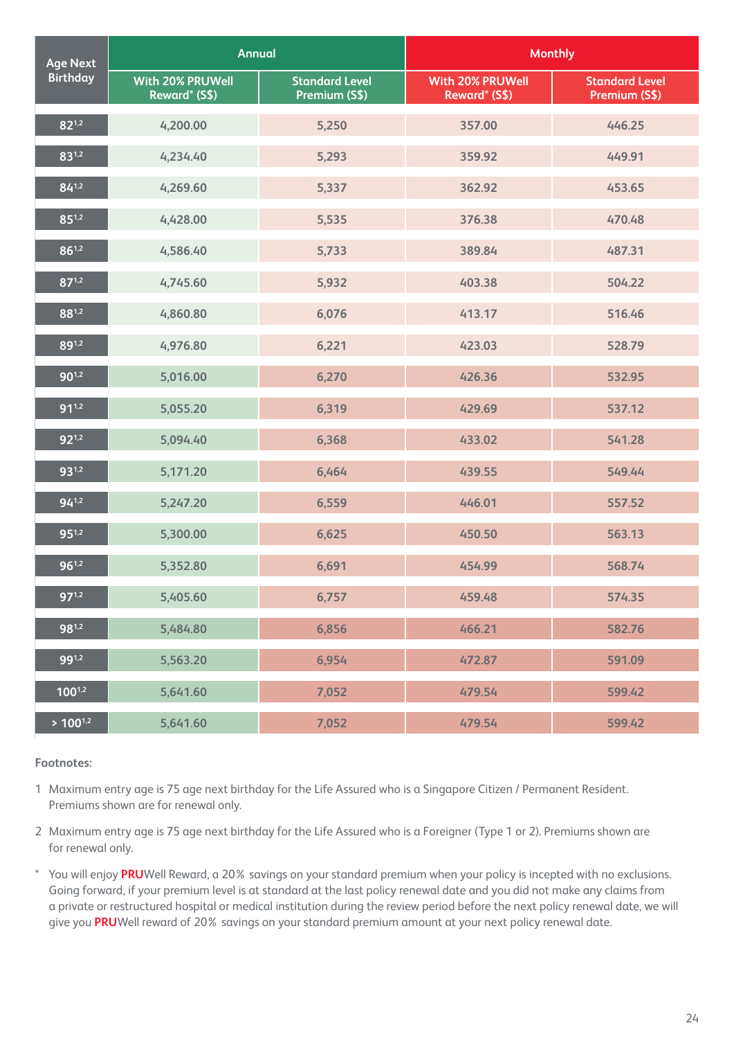| Age Next Birthday | Annual | | Monthly | |
|---|---|---|---|---|
| | With 20% PRUWell Reward* (S$) | Standard Level Premium (S$) | With 20% PRUWell Reward* (S$) | Standard Level Premium (S$) |
| 82[1,2] | 4,200.00 | 5,250 | 357.00 | 446.25 |
| 83[1,2] | 4,234.40 | 5,293 | 359.92 | 449.91 |
| 84[1,2] | 4,269.60 | 5,337 | 362.92 | 453.65 |
| 85[1,2] | 4,428.00 | 5,535 | 376.38 | 470.48 |
| 86[1,2] | 4,586.40 | 5,733 | 389.84 | 487.31 |
| 87[1,2] | 4,745.60 | 5,932 | 403.38 | 504.22 |
| 88[1,2] | 4,860.80 | 6,076 | 413.17 | 516.46 |
| 89[1,2] | 4,976.80 | 6,221 | 423.03 | 528.79 |
| 90[1,2] | 5,016.00 | 6,270 | 426.36 | 532.95 |
| 91[1,2] | 5,055.20 | 6,319 | 429.69 | 537.12 |
| 92[1,2] | 5,094.40 | 6,368 | 433.02 | 541.28 |
| 93[1,2] | 5,171.20 | 6,464 | 439.55 | 549.44 |
| 94[1,2] | 5,247.20 | 6,559 | 446.01 | 557.52 |
| 95[1,2] | 5,300.00 | 6,625 | 450.50 | 563.13 |
| 96[1,2] | 5,352.80 | 6,691 | 454.99 | 568.74 |
| 97[1,2] | 5,405.60 | 6,757 | 459.48 | 574.35 |
| 98[1,2] | 5,484.80 | 6,856 | 466.21 | 582.76 |
| 99[1,2] | 5,563.20 | 6,954 | 472.87 | 591.09 |
| 100[1,2] | 5,641.60 | 7,052 | 479.54 | 599.42 |
| > 100[1,2] | 5,641.60 | 7,052 | 479.54 | 599.42 |

**Footnotes:**

1 Maximum entry age is 75 age next birthday for the Life Assured who is a Singapore Citizen / Permanent Resident. Premiums shown are for renewal only.

2 Maximum entry age is 75 age next birthday for the Life Assured who is a Foreigner (Type 1 or 2). Premiums shown are for renewal only.

\* You will enjoy **PRU**Well Reward, a 20% savings on your standard premium when your policy is incepted with no exclusions. Going forward, if your premium level is at standard at the last policy renewal date and you did not make any claims from a private or restructured hospital or medical institution during the review period before the next policy renewal date, we will give you **PRU**Well reward of 20% savings on your standard premium amount at your next policy renewal date.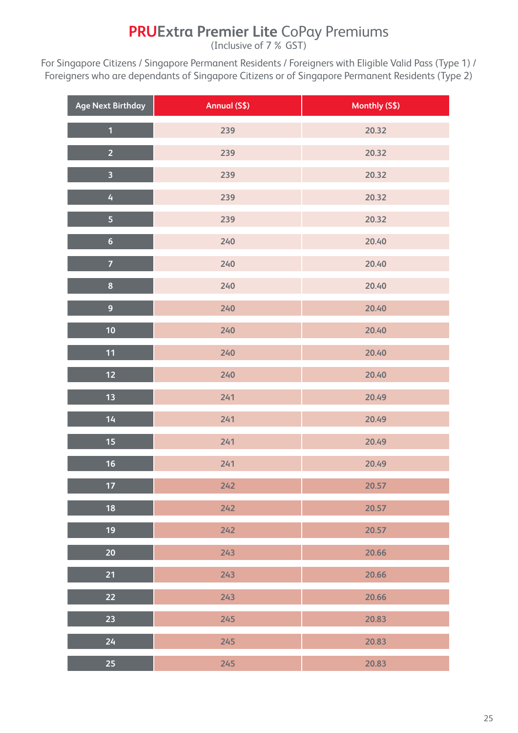# **PRUExtra Premier Lite** CoPay Premiums

(Inclusive of 7 % GST)

For Singapore Citizens / Singapore Permanent Residents / Foreigners with Eligible Valid Pass (Type 1) / Foreigners who are dependants of Singapore Citizens or of Singapore Permanent Residents (Type 2)

| Age Next Birthday | Annual (S$) | Monthly (S$) |
|---|---|---|
| 1 | 239 | 20.32 |
| 2 | 239 | 20.32 |
| 3 | 239 | 20.32 |
| 4 | 239 | 20.32 |
| 5 | 239 | 20.32 |
| 6 | 240 | 20.40 |
| 7 | 240 | 20.40 |
| 8 | 240 | 20.40 |
| 9 | 240 | 20.40 |
| 10 | 240 | 20.40 |
| 11 | 240 | 20.40 |
| 12 | 240 | 20.40 |
| 13 | 241 | 20.49 |
| 14 | 241 | 20.49 |
| 15 | 241 | 20.49 |
| 16 | 241 | 20.49 |
| 17 | 242 | 20.57 |
| 18 | 242 | 20.57 |
| 19 | 242 | 20.57 |
| 20 | 243 | 20.66 |
| 21 | 243 | 20.66 |
| 22 | 243 | 20.66 |
| 23 | 245 | 20.83 |
| 24 | 245 | 20.83 |
| 25 | 245 | 20.83 |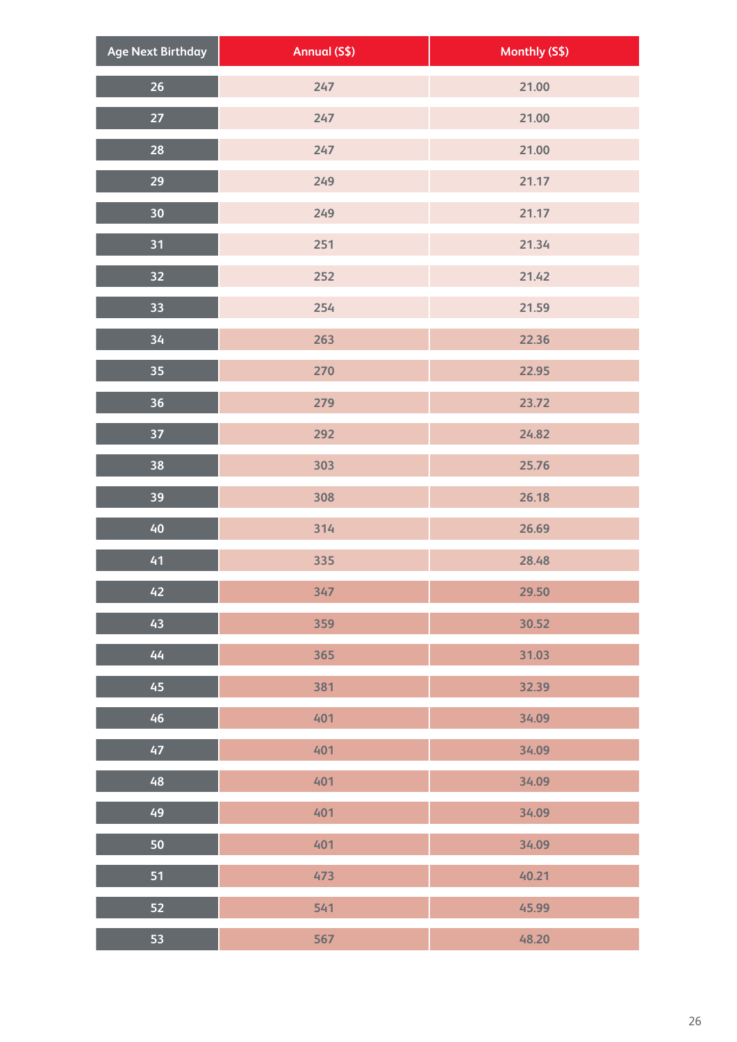| Age Next Birthday | Annual (S$) | Monthly (S$) |
|---|---|---|
| 26 | 247 | 21.00 |
| 27 | 247 | 21.00 |
| 28 | 247 | 21.00 |
| 29 | 249 | 21.17 |
| 30 | 249 | 21.17 |
| 31 | 251 | 21.34 |
| 32 | 252 | 21.42 |
| 33 | 254 | 21.59 |
| 34 | 263 | 22.36 |
| 35 | 270 | 22.95 |
| 36 | 279 | 23.72 |
| 37 | 292 | 24.82 |
| 38 | 303 | 25.76 |
| 39 | 308 | 26.18 |
| 40 | 314 | 26.69 |
| 41 | 335 | 28.48 |
| 42 | 347 | 29.50 |
| 43 | 359 | 30.52 |
| 44 | 365 | 31.03 |
| 45 | 381 | 32.39 |
| 46 | 401 | 34.09 |
| 47 | 401 | 34.09 |
| 48 | 401 | 34.09 |
| 49 | 401 | 34.09 |
| 50 | 401 | 34.09 |
| 51 | 473 | 40.21 |
| 52 | 541 | 45.99 |
| 53 | 567 | 48.20 |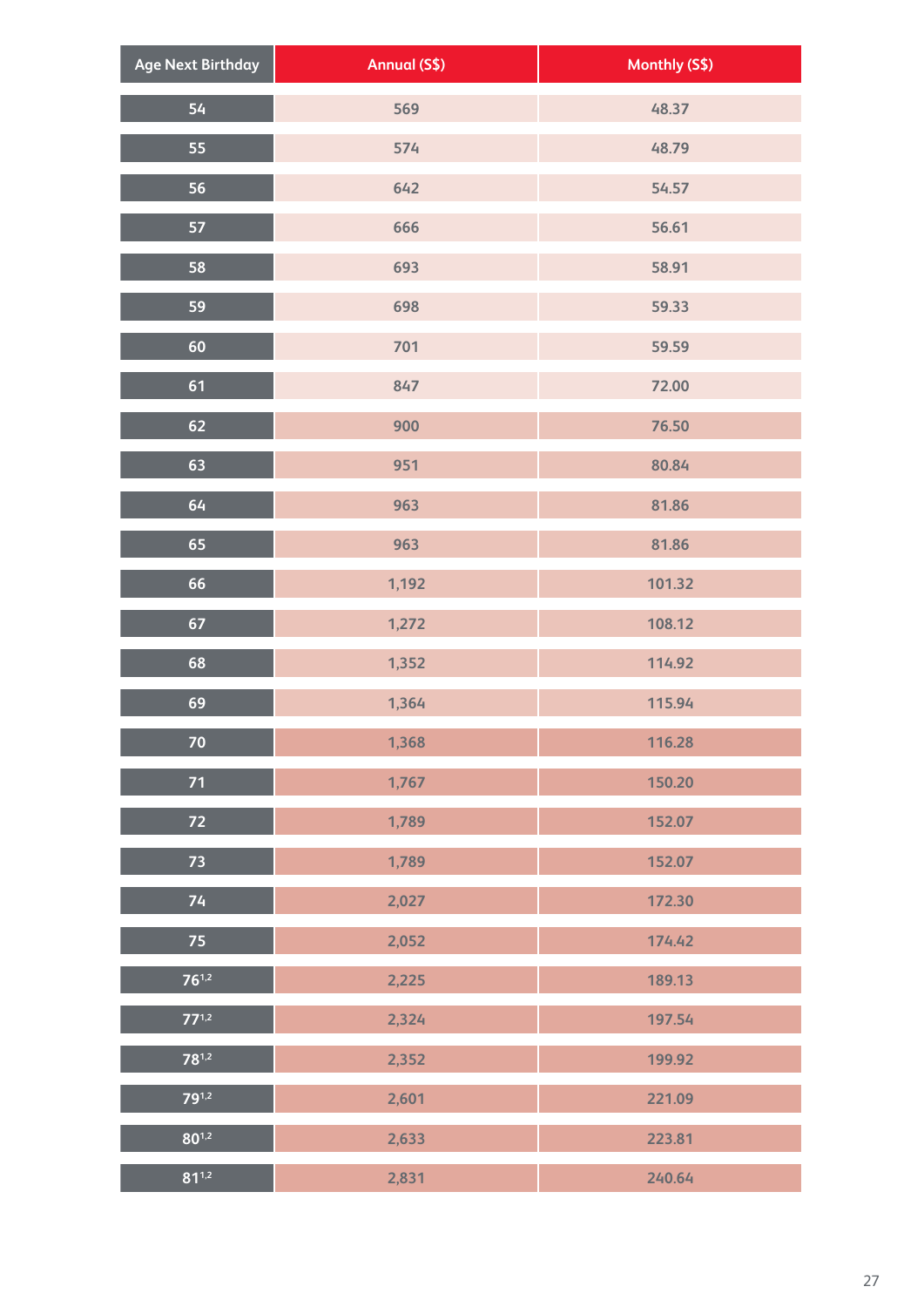| Age Next Birthday | Annual (S$) | Monthly (S$) |
|---|---|---|
| 54 | 569 | 48.37 |
| 55 | 574 | 48.79 |
| 56 | 642 | 54.57 |
| 57 | 666 | 56.61 |
| 58 | 693 | 58.91 |
| 59 | 698 | 59.33 |
| 60 | 701 | 59.59 |
| 61 | 847 | 72.00 |
| 62 | 900 | 76.50 |
| 63 | 951 | 80.84 |
| 64 | 963 | 81.86 |
| 65 | 963 | 81.86 |
| 66 | 1,192 | 101.32 |
| 67 | 1,272 | 108.12 |
| 68 | 1,352 | 114.92 |
| 69 | 1,364 | 115.94 |
| 70 | 1,368 | 116.28 |
| 71 | 1,767 | 150.20 |
| 72 | 1,789 | 152.07 |
| 73 | 1,789 | 152.07 |
| 74 | 2,027 | 172.30 |
| 75 | 2,052 | 174.42 |
| 76[1,2] | 2,225 | 189.13 |
| 77[1,2] | 2,324 | 197.54 |
| 78[1,2] | 2,352 | 199.92 |
| 79[1,2] | 2,601 | 221.09 |
| 80[1,2] | 2,633 | 223.81 |
| 81[1,2] | 2,831 | 240.64 |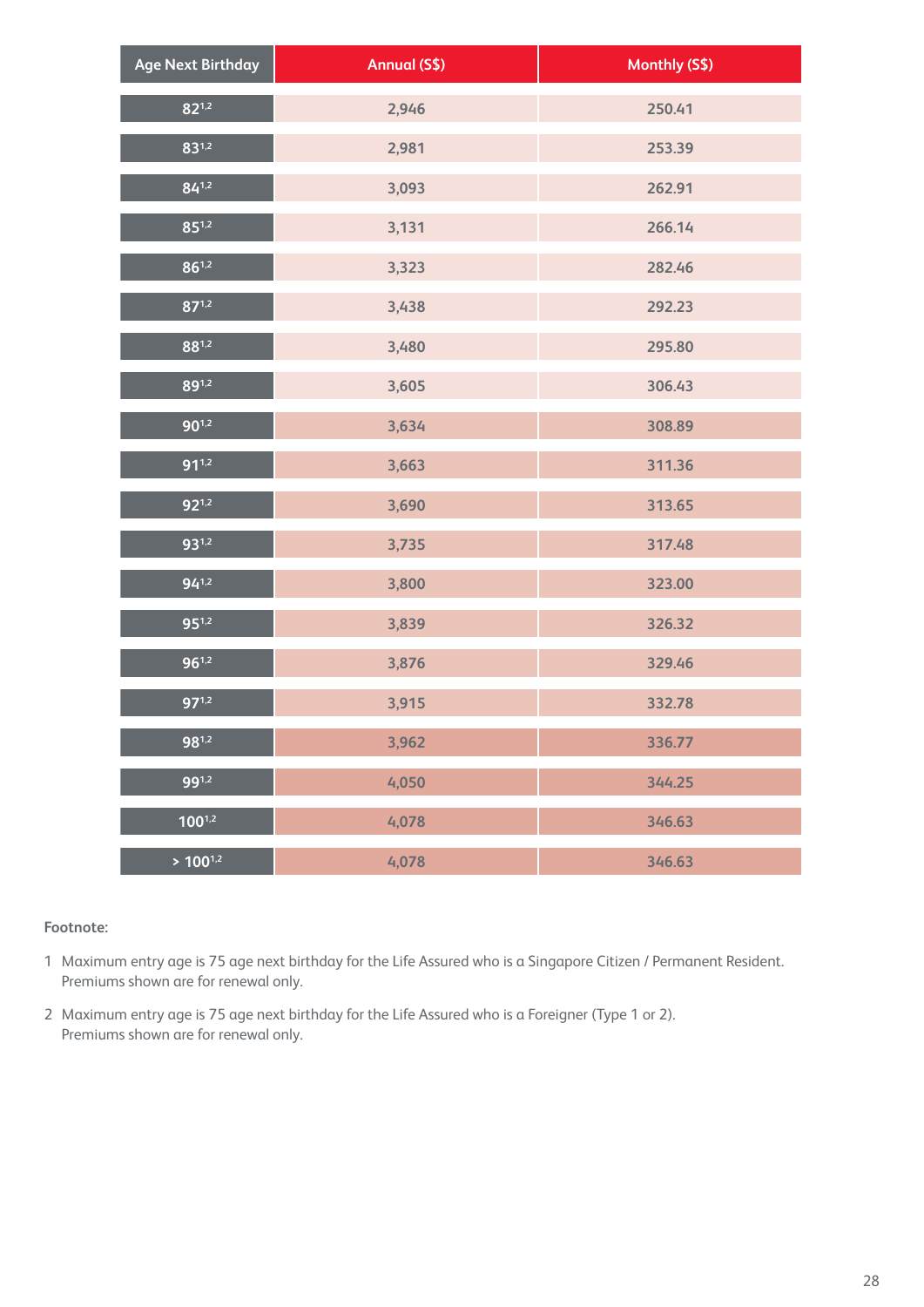| Age Next Birthday | Annual (S$) | Monthly (S$) |
|---|---|---|
| 82[1,2] | 2,946 | 250.41 |
| 83[1,2] | 2,981 | 253.39 |
| 84[1,2] | 3,093 | 262.91 |
| 85[1,2] | 3,131 | 266.14 |
| 86[1,2] | 3,323 | 282.46 |
| 87[1,2] | 3,438 | 292.23 |
| 88[1,2] | 3,480 | 295.80 |
| 89[1,2] | 3,605 | 306.43 |
| 90[1,2] | 3,634 | 308.89 |
| 91[1,2] | 3,663 | 311.36 |
| 92[1,2] | 3,690 | 313.65 |
| 93[1,2] | 3,735 | 317.48 |
| 94[1,2] | 3,800 | 323.00 |
| 95[1,2] | 3,839 | 326.32 |
| 96[1,2] | 3,876 | 329.46 |
| 97[1,2] | 3,915 | 332.78 |
| 98[1,2] | 3,962 | 336.77 |
| 99[1,2] | 4,050 | 344.25 |
| 100[1,2] | 4,078 | 346.63 |
| > 100[1,2] | 4,078 | 346.63 |

**Footnote:**

1 Maximum entry age is 75 age next birthday for the Life Assured who is a Singapore Citizen / Permanent Resident. Premiums shown are for renewal only.

2 Maximum entry age is 75 age next birthday for the Life Assured who is a Foreigner (Type 1 or 2). Premiums shown are for renewal only.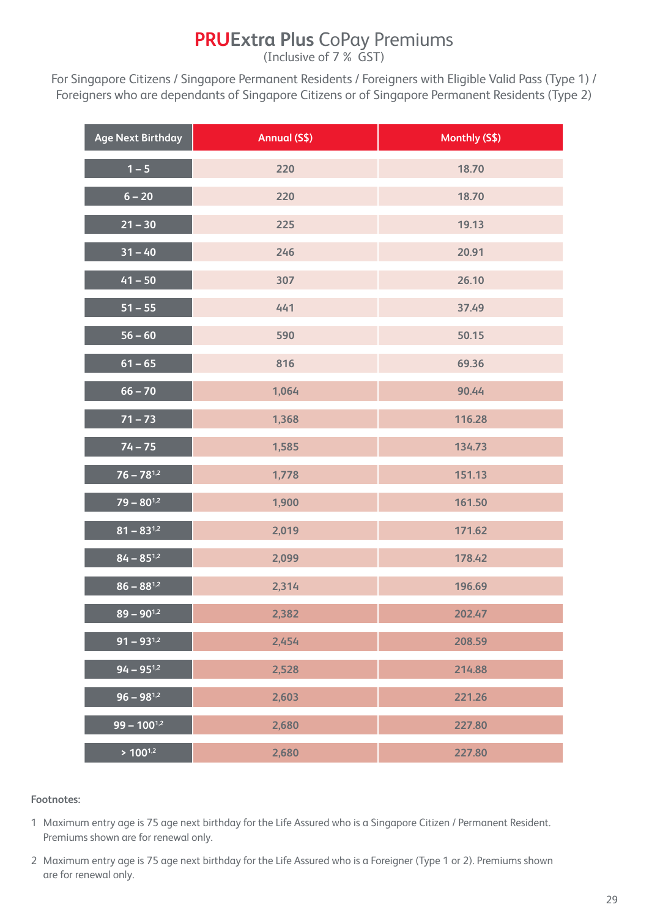# PRUExtra Plus CoPay Premiums

(Inclusive of 7 % GST)

For Singapore Citizens / Singapore Permanent Residents / Foreigners with Eligible Valid Pass (Type 1) / Foreigners who are dependants of Singapore Citizens or of Singapore Permanent Residents (Type 2)

| Age Next Birthday | Annual (S$) | Monthly (S$) |
|---|---|---|
| 1 – 5 | 220 | 18.70 |
| 6 – 20 | 220 | 18.70 |
| 21 – 30 | 225 | 19.13 |
| 31 – 40 | 246 | 20.91 |
| 41 – 50 | 307 | 26.10 |
| 51 – 55 | 441 | 37.49 |
| 56 – 60 | 590 | 50.15 |
| 61 – 65 | 816 | 69.36 |
| 66 – 70 | 1,064 | 90.44 |
| 71 – 73 | 1,368 | 116.28 |
| 74 – 75 | 1,585 | 134.73 |
| 76 – 78[1,2] | 1,778 | 151.13 |
| 79 – 80[1,2] | 1,900 | 161.50 |
| 81 – 83[1,2] | 2,019 | 171.62 |
| 84 – 85[1,2] | 2,099 | 178.42 |
| 86 – 88[1,2] | 2,314 | 196.69 |
| 89 – 90[1,2] | 2,382 | 202.47 |
| 91 – 93[1,2] | 2,454 | 208.59 |
| 94 – 95[1,2] | 2,528 | 214.88 |
| 96 – 98[1,2] | 2,603 | 221.26 |
| 99 – 100[1,2] | 2,680 | 227.80 |
| > 100[1,2] | 2,680 | 227.80 |

**Footnotes:**

1 Maximum entry age is 75 age next birthday for the Life Assured who is a Singapore Citizen / Permanent Resident. Premiums shown are for renewal only.

2 Maximum entry age is 75 age next birthday for the Life Assured who is a Foreigner (Type 1 or 2). Premiums shown are for renewal only.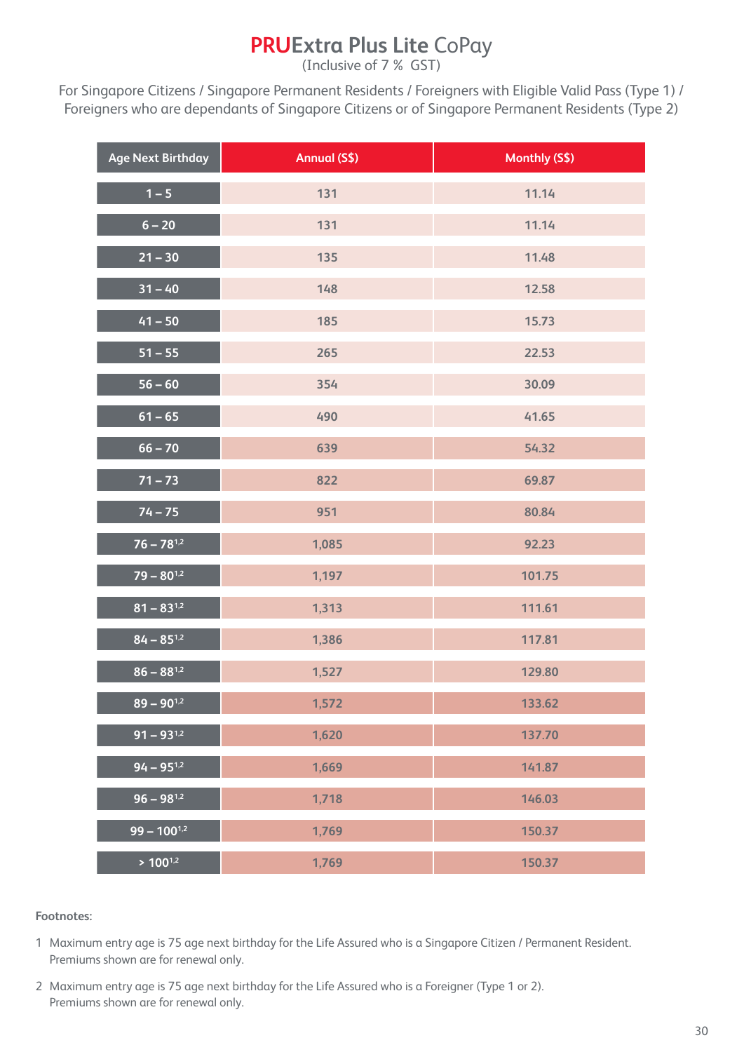# PRUExtra Plus Lite CoPay

(Inclusive of 7 % GST)

For Singapore Citizens / Singapore Permanent Residents / Foreigners with Eligible Valid Pass (Type 1) / Foreigners who are dependants of Singapore Citizens or of Singapore Permanent Residents (Type 2)

| Age Next Birthday | Annual (S$) | Monthly (S$) |
|---|---|---|
| 1 – 5 | 131 | 11.14 |
| 6 – 20 | 131 | 11.14 |
| 21 – 30 | 135 | 11.48 |
| 31 – 40 | 148 | 12.58 |
| 41 – 50 | 185 | 15.73 |
| 51 – 55 | 265 | 22.53 |
| 56 – 60 | 354 | 30.09 |
| 61 – 65 | 490 | 41.65 |
| 66 – 70 | 639 | 54.32 |
| 71 – 73 | 822 | 69.87 |
| 74 – 75 | 951 | 80.84 |
| 76 – 78[1,2] | 1,085 | 92.23 |
| 79 – 80[1,2] | 1,197 | 101.75 |
| 81 – 83[1,2] | 1,313 | 111.61 |
| 84 – 85[1,2] | 1,386 | 117.81 |
| 86 – 88[1,2] | 1,527 | 129.80 |
| 89 – 90[1,2] | 1,572 | 133.62 |
| 91 – 93[1,2] | 1,620 | 137.70 |
| 94 – 95[1,2] | 1,669 | 141.87 |
| 96 – 98[1,2] | 1,718 | 146.03 |
| 99 – 100[1,2] | 1,769 | 150.37 |
| > 100[1,2] | 1,769 | 150.37 |

**Footnotes:**

1 Maximum entry age is 75 age next birthday for the Life Assured who is a Singapore Citizen / Permanent Resident. Premiums shown are for renewal only.

2 Maximum entry age is 75 age next birthday for the Life Assured who is a Foreigner (Type 1 or 2). Premiums shown are for renewal only.